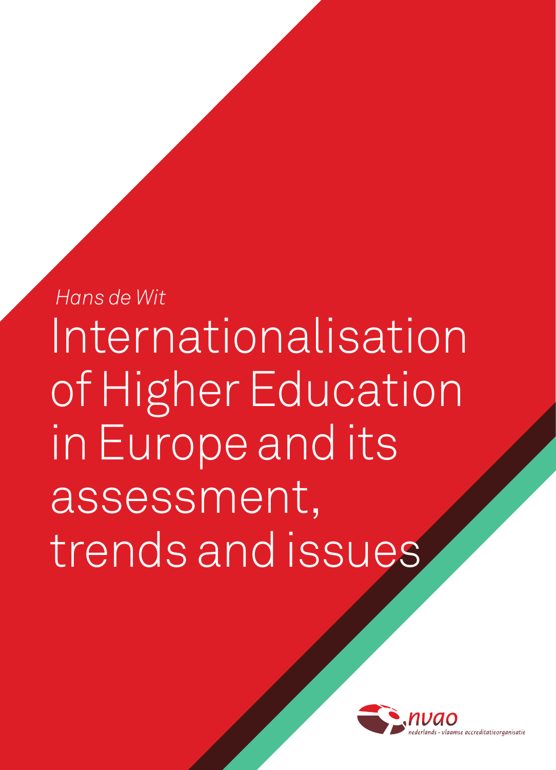*Hans de Wit*

# Internationalisation of Higher Education in Europe and its assessment, trends and issues

nvao
nederlands - vlaamse accreditatieorganisatie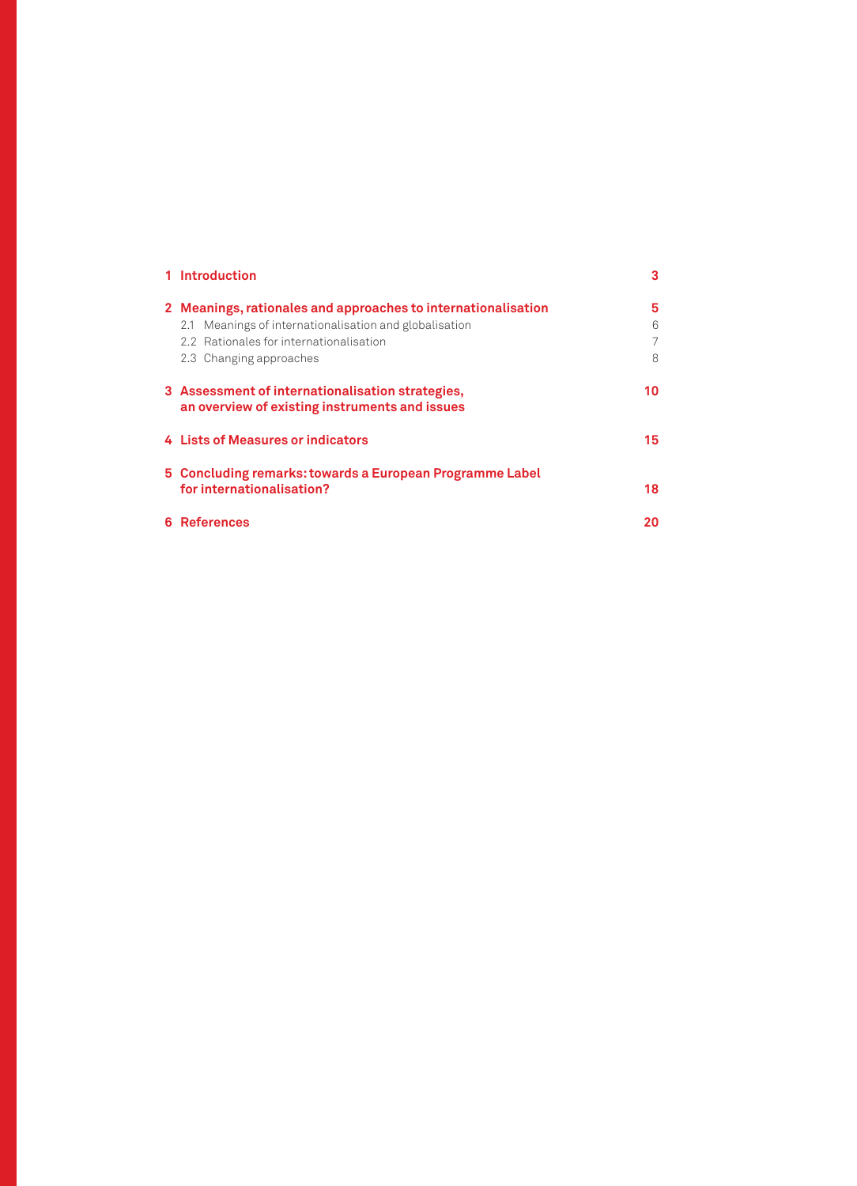| | |
|---|---|
| **1 Introduction** | **3** |
| **2 Meanings, rationales and approaches to internationalisation** | **5** |
| 2.1 Meanings of internationalisation and globalisation | 6 |
| 2.2 Rationales for internationalisation | 7 |
| 2.3 Changing approaches | 8 |
| **3 Assessment of internationalisation strategies, an overview of existing instruments and issues** | **10** |
| **4 Lists of Measures or indicators** | **15** |
| **5 Concluding remarks: towards a European Programme Label for internationalisation?** | **18** |
| **6 References** | **20** |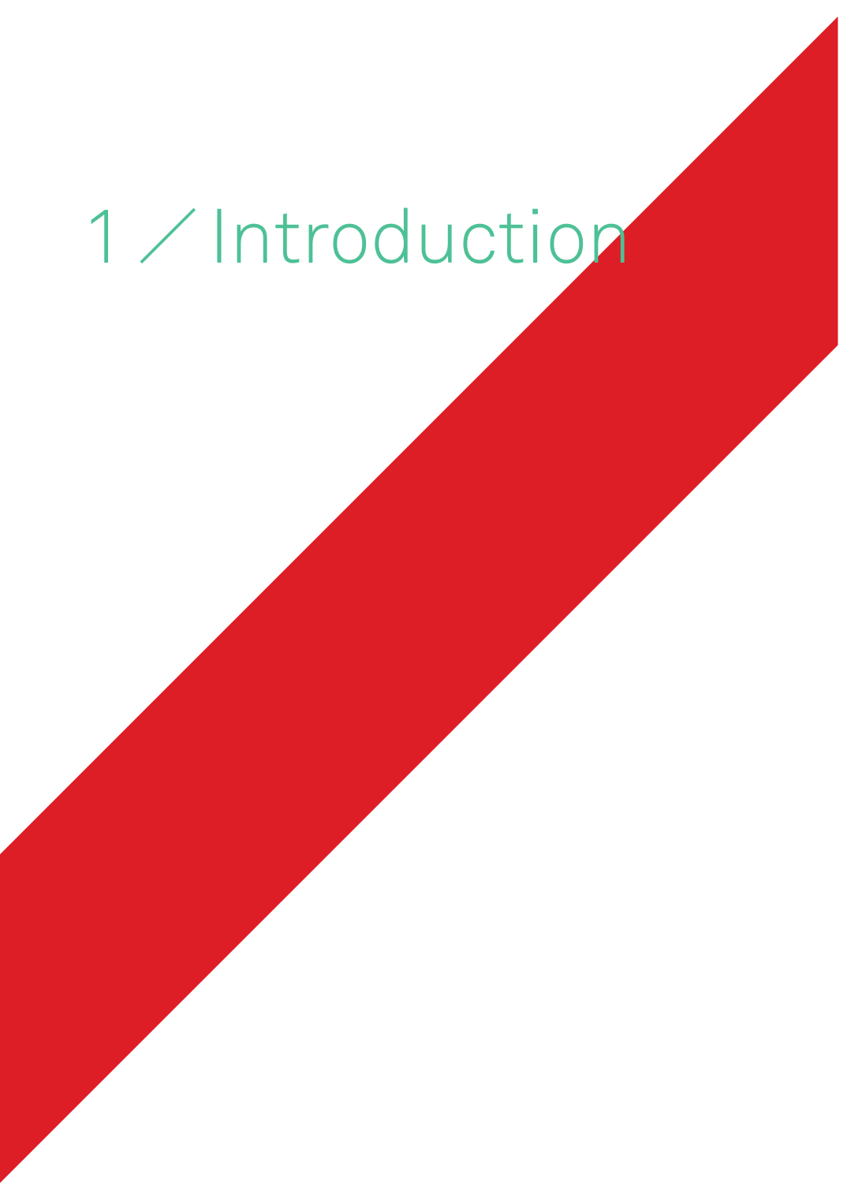# 1 / Introduction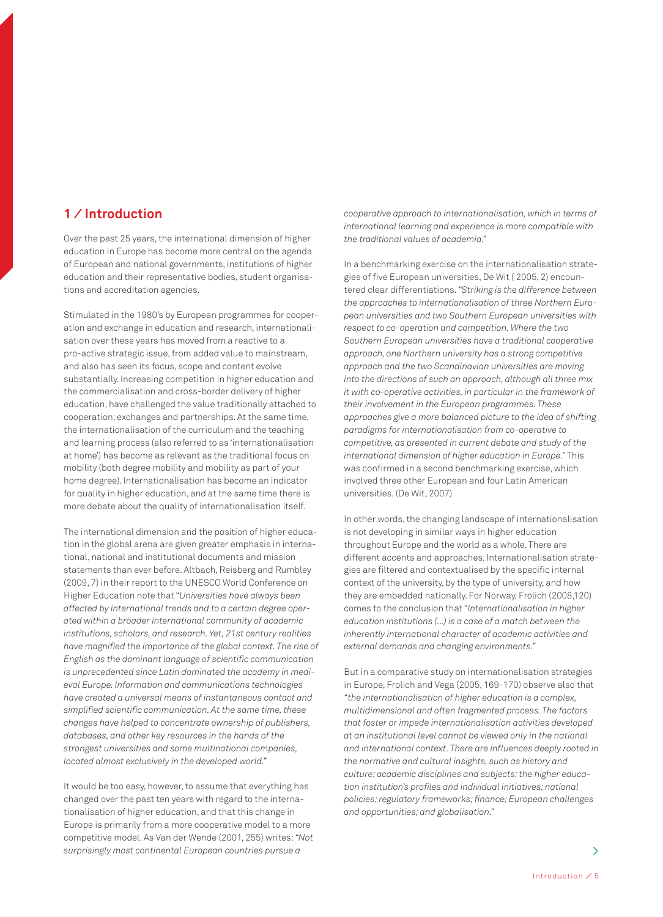## 1 / Introduction

Over the past 25 years, the international dimension of higher education in Europe has become more central on the agenda of European and national governments, institutions of higher education and their representative bodies, student organisations and accreditation agencies.

Stimulated in the 1980's by European programmes for cooperation and exchange in education and research, internationalisation over these years has moved from a reactive to a pro-active strategic issue, from added value to mainstream, and also has seen its focus, scope and content evolve substantially. Increasing competition in higher education and the commercialisation and cross-border delivery of higher education, have challenged the value traditionally attached to cooperation: exchanges and partnerships. At the same time, the internationalisation of the curriculum and the teaching and learning process (also referred to as 'internationalisation at home') has become as relevant as the traditional focus on mobility (both degree mobility and mobility as part of your home degree). Internationalisation has become an indicator for quality in higher education, and at the same time there is more debate about the quality of internationalisation itself.

The international dimension and the position of higher education in the global arena are given greater emphasis in international, national and institutional documents and mission statements than ever before. Altbach, Reisberg and Rumbley (2009, 7) in their report to the UNESCO World Conference on Higher Education note that "*Universities have always been affected by international trends and to a certain degree operated within a broader international community of academic institutions, scholars, and research. Yet, 21st century realities have magnified the importance of the global context. The rise of English as the dominant language of scientific communication is unprecedented since Latin dominated the academy in medieval Europe. Information and communications technologies have created a universal means of instantaneous contact and simplified scientific communication. At the same time, these changes have helped to concentrate ownership of publishers, databases, and other key resources in the hands of the strongest universities and some multinational companies, located almost exclusively in the developed world.*"

It would be too easy, however, to assume that everything has changed over the past ten years with regard to the internationalisation of higher education, and that this change in Europe is primarily from a more cooperative model to a more competitive model. As Van der Wende (2001, 255) writes: "*Not surprisingly most continental European countries pursue a cooperative approach to internationalisation, which in terms of international learning and experience is more compatible with the traditional values of academia.*"

In a benchmarking exercise on the internationalisation strategies of five European universities, De Wit ( 2005, 2) encountered clear differentiations. "*Striking is the difference between the approaches to internationalisation of three Northern European universities and two Southern European universities with respect to co-operation and competition. Where the two Southern European universities have a traditional cooperative approach, one Northern university has a strong competitive approach and the two Scandinavian universities are moving into the directions of such an approach, although all three mix it with co-operative activities, in particular in the framework of their involvement in the European programmes. These approaches give a more balanced picture to the idea of shifting paradigms for internationalisation from co-operative to competitive, as presented in current debate and study of the international dimension of higher education in Europe.*" This was confirmed in a second benchmarking exercise, which involved three other European and four Latin American universities. (De Wit, 2007)

In other words, the changing landscape of internationalisation is not developing in similar ways in higher education throughout Europe and the world as a whole. There are different accents and approaches. Internationalisation strategies are filtered and contextualised by the specific internal context of the university, by the type of university, and how they are embedded nationally. For Norway, Frolich (2008,120) comes to the conclusion that "*Internationalisation in higher education institutions (...) is a case of a match between the inherently international character of academic activities and external demands and changing environments.*"

But in a comparative study on internationalisation strategies in Europe, Frolich and Vega (2005, 169-170) observe also that "*the internationalisation of higher education is a complex, multidimensional and often fragmented process. The factors that foster or impede internationalisation activities developed at an institutional level cannot be viewed only in the national and international context. There are influences deeply rooted in the normative and cultural insights, such as history and culture; academic disciplines and subjects; the higher education institution's profiles and individual initiatives; national policies; regulatory frameworks; finance; European challenges and opportunities; and globalisation.*"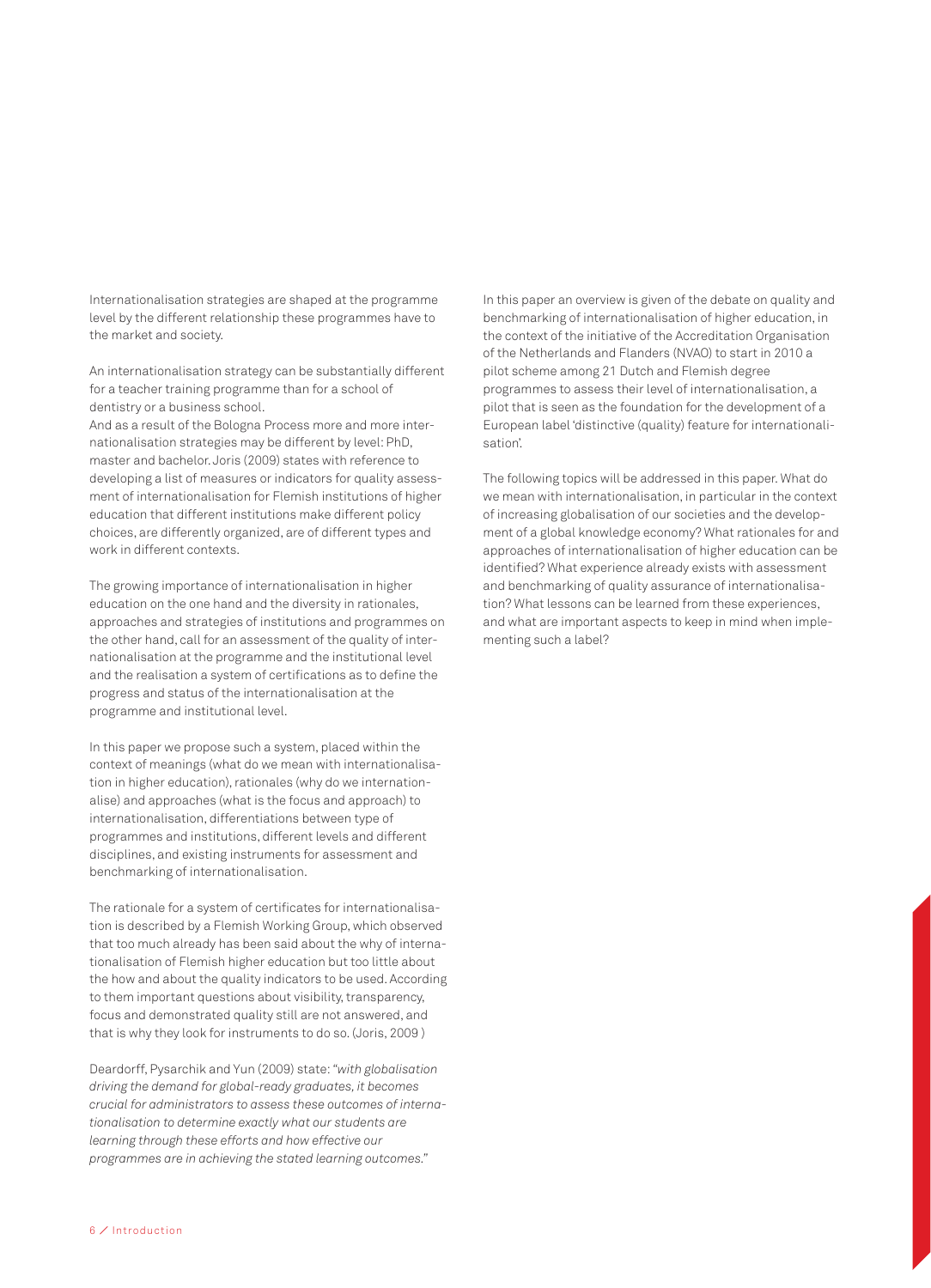Internationalisation strategies are shaped at the programme level by the different relationship these programmes have to the market and society.

An internationalisation strategy can be substantially different for a teacher training programme than for a school of dentistry or a business school.
And as a result of the Bologna Process more and more internationalisation strategies may be different by level: PhD, master and bachelor. Joris (2009) states with reference to developing a list of measures or indicators for quality assessment of internationalisation for Flemish institutions of higher education that different institutions make different policy choices, are differently organized, are of different types and work in different contexts.

The growing importance of internationalisation in higher education on the one hand and the diversity in rationales, approaches and strategies of institutions and programmes on the other hand, call for an assessment of the quality of internationalisation at the programme and the institutional level and the realisation a system of certifications as to define the progress and status of the internationalisation at the programme and institutional level.

In this paper we propose such a system, placed within the context of meanings (what do we mean with internationalisation in higher education), rationales (why do we internationalise) and approaches (what is the focus and approach) to internationalisation, differentiations between type of programmes and institutions, different levels and different disciplines, and existing instruments for assessment and benchmarking of internationalisation.

The rationale for a system of certificates for internationalisation is described by a Flemish Working Group, which observed that too much already has been said about the why of internationalisation of Flemish higher education but too little about the how and about the quality indicators to be used. According to them important questions about visibility, transparency, focus and demonstrated quality still are not answered, and that is why they look for instruments to do so. (Joris, 2009 )

Deardorff, Pysarchik and Yun (2009) state: "*with globalisation driving the demand for global-ready graduates, it becomes crucial for administrators to assess these outcomes of internationalisation to determine exactly what our students are learning through these efforts and how effective our programmes are in achieving the stated learning outcomes.*"

In this paper an overview is given of the debate on quality and benchmarking of internationalisation of higher education, in the context of the initiative of the Accreditation Organisation of the Netherlands and Flanders (NVAO) to start in 2010 a pilot scheme among 21 Dutch and Flemish degree programmes to assess their level of internationalisation, a pilot that is seen as the foundation for the development of a European label 'distinctive (quality) feature for internationalisation'.

The following topics will be addressed in this paper. What do we mean with internationalisation, in particular in the context of increasing globalisation of our societies and the development of a global knowledge economy? What rationales for and approaches of internationalisation of higher education can be identified? What experience already exists with assessment and benchmarking of quality assurance of internationalisation? What lessons can be learned from these experiences, and what are important aspects to keep in mind when implementing such a label?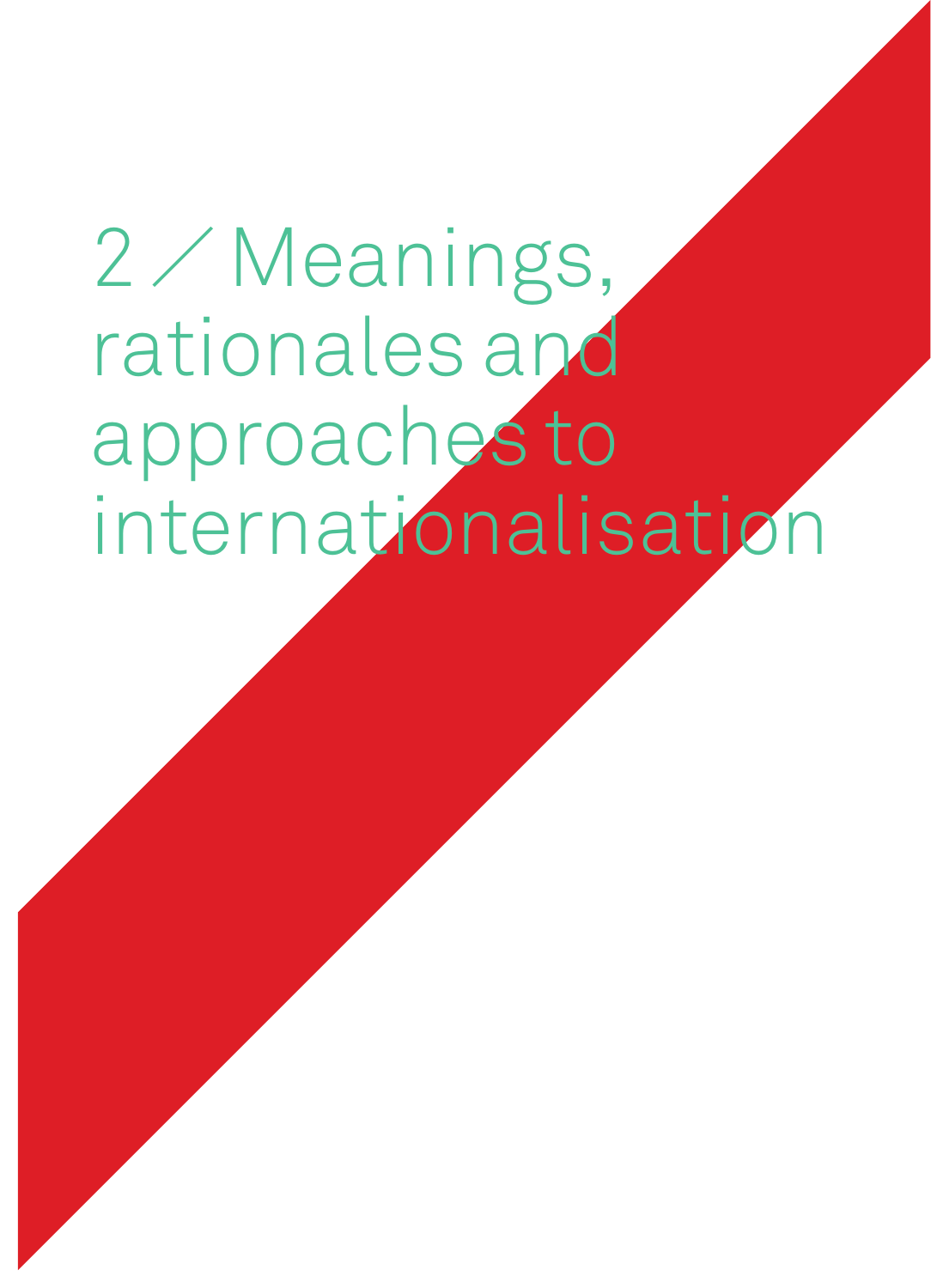# 2 / Meanings, rationales and approaches to internationalisation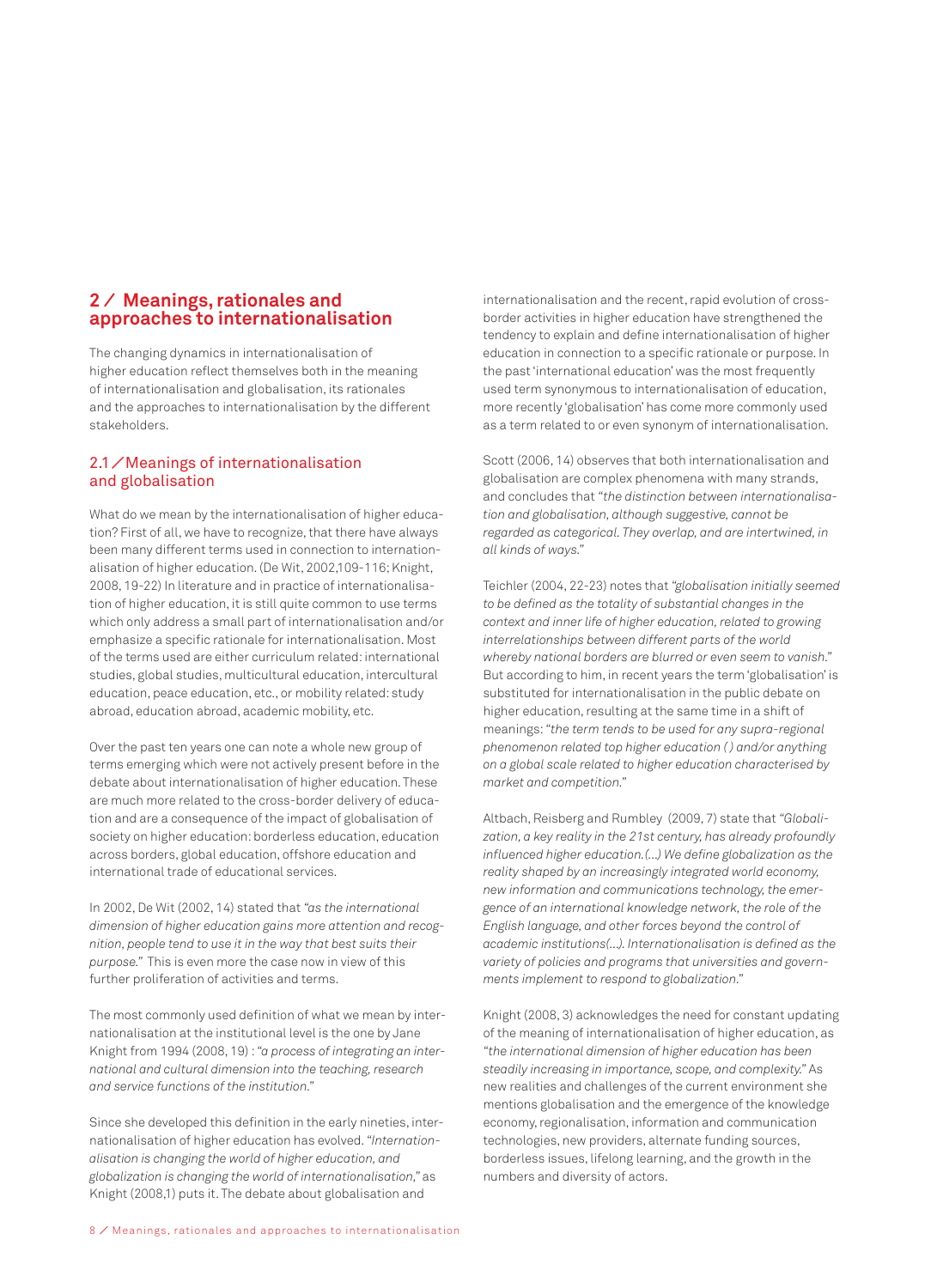## 2 / Meanings, rationales and approaches to internationalisation

The changing dynamics in internationalisation of higher education reflect themselves both in the meaning of internationalisation and globalisation, its rationales and the approaches to internationalisation by the different stakeholders.

### 2.1 / Meanings of internationalisation and globalisation

What do we mean by the internationalisation of higher education? First of all, we have to recognize, that there have always been many different terms used in connection to internationalisation of higher education. (De Wit, 2002,109-116; Knight, 2008, 19-22) In literature and in practice of internationalisation of higher education, it is still quite common to use terms which only address a small part of internationalisation and/or emphasize a specific rationale for internationalisation. Most of the terms used are either curriculum related: international studies, global studies, multicultural education, intercultural education, peace education, etc., or mobility related: study abroad, education abroad, academic mobility, etc.

Over the past ten years one can note a whole new group of terms emerging which were not actively present before in the debate about internationalisation of higher education. These are much more related to the cross-border delivery of education and are a consequence of the impact of globalisation of society on higher education: borderless education, education across borders, global education, offshore education and international trade of educational services.

In 2002, De Wit (2002, 14) stated that *"as the international dimension of higher education gains more attention and recognition, people tend to use it in the way that best suits their purpose."* This is even more the case now in view of this further proliferation of activities and terms.

The most commonly used definition of what we mean by internationalisation at the institutional level is the one by Jane Knight from 1994 (2008, 19) : *"a process of integrating an international and cultural dimension into the teaching, research and service functions of the institution."*

Since she developed this definition in the early nineties, internationalisation of higher education has evolved. *"Internationalisation is changing the world of higher education, and globalization is changing the world of internationalisation,"* as Knight (2008,1) puts it. The debate about globalisation and internationalisation and the recent, rapid evolution of cross-border activities in higher education have strengthened the tendency to explain and define internationalisation of higher education in connection to a specific rationale or purpose. In the past 'international education' was the most frequently used term synonymous to internationalisation of education, more recently 'globalisation' has come more commonly used as a term related to or even synonym of internationalisation.

Scott (2006, 14) observes that both internationalisation and globalisation are complex phenomena with many strands, and concludes that *"the distinction between internationalisation and globalisation, although suggestive, cannot be regarded as categorical. They overlap, and are intertwined, in all kinds of ways."*

Teichler (2004, 22-23) notes that *"globalisation initially seemed to be defined as the totality of substantial changes in the context and inner life of higher education, related to growing interrelationships between different parts of the world whereby national borders are blurred or even seem to vanish."* But according to him, in recent years the term 'globalisation' is substituted for internationalisation in the public debate on higher education, resulting at the same time in a shift of meanings: *"the term tends to be used for any supra-regional phenomenon related top higher education ( ) and/or anything on a global scale related to higher education characterised by market and competition."*

Altbach, Reisberg and Rumbley (2009, 7) state that *"Globalization, a key reality in the 21st century, has already profoundly influenced higher education.(...) We define globalization as the reality shaped by an increasingly integrated world economy, new information and communications technology, the emergence of an international knowledge network, the role of the English language, and other forces beyond the control of academic institutions(...). Internationalisation is defined as the variety of policies and programs that universities and governments implement to respond to globalization."*

Knight (2008, 3) acknowledges the need for constant updating of the meaning of internationalisation of higher education, as *"the international dimension of higher education has been steadily increasing in importance, scope, and complexity."* As new realities and challenges of the current environment she mentions globalisation and the emergence of the knowledge economy, regionalisation, information and communication technologies, new providers, alternate funding sources, borderless issues, lifelong learning, and the growth in the numbers and diversity of actors.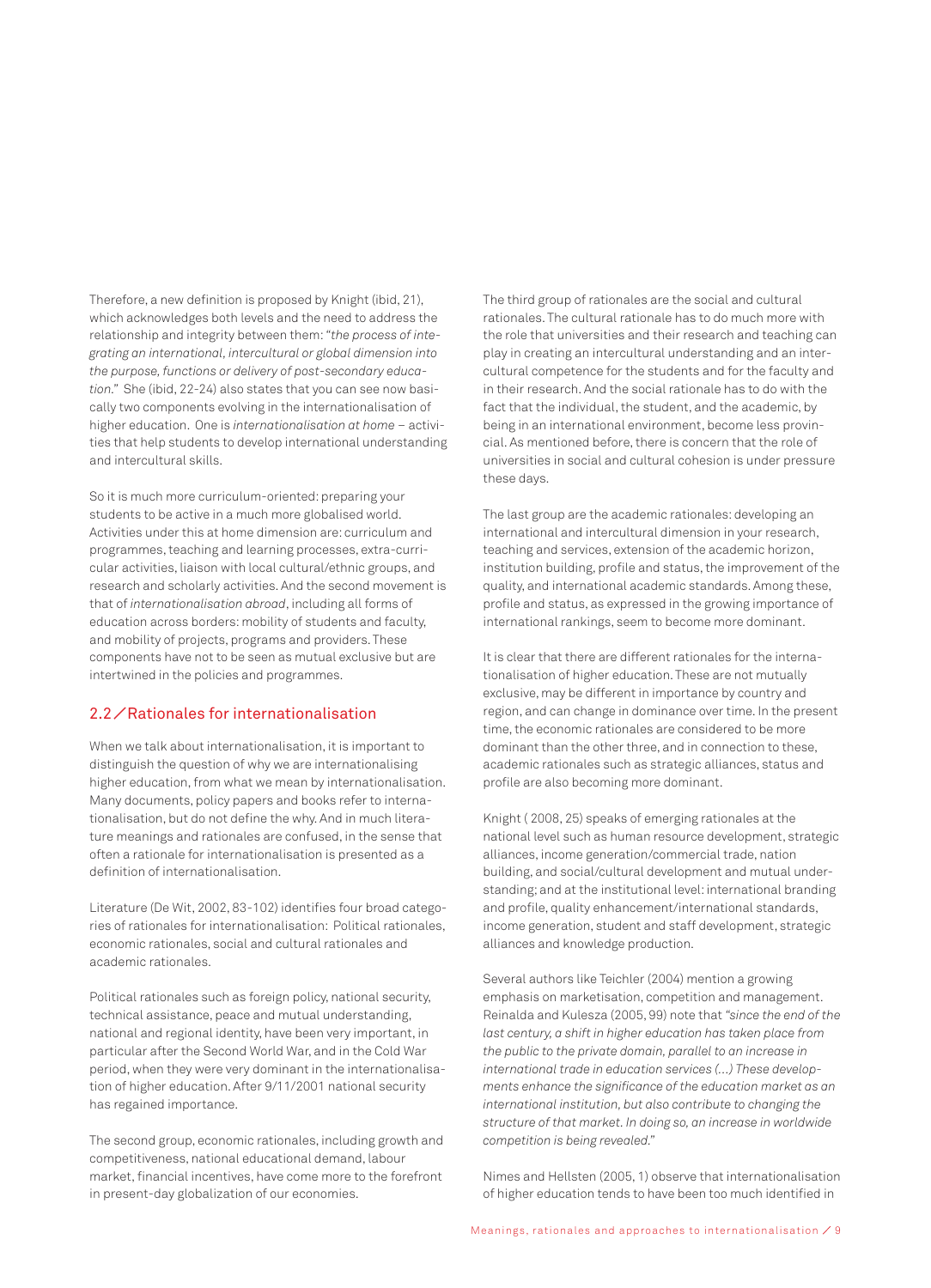Therefore, a new definition is proposed by Knight (ibid, 21), which acknowledges both levels and the need to address the relationship and integrity between them: "*the process of integrating an international, intercultural or global dimension into the purpose, functions or delivery of post-secondary education.*" She (ibid, 22-24) also states that you can see now basically two components evolving in the internationalisation of higher education. One is *internationalisation at home* – activities that help students to develop international understanding and intercultural skills.

So it is much more curriculum-oriented: preparing your students to be active in a much more globalised world. Activities under this at home dimension are: curriculum and programmes, teaching and learning processes, extra-curricular activities, liaison with local cultural/ethnic groups, and research and scholarly activities. And the second movement is that of *internationalisation abroad*, including all forms of education across borders: mobility of students and faculty, and mobility of projects, programs and providers. These components have not to be seen as mutual exclusive but are intertwined in the policies and programmes.

## 2.2 / Rationales for internationalisation

When we talk about internationalisation, it is important to distinguish the question of why we are internationalising higher education, from what we mean by internationalisation. Many documents, policy papers and books refer to internationalisation, but do not define the why. And in much literature meanings and rationales are confused, in the sense that often a rationale for internationalisation is presented as a definition of internationalisation.

Literature (De Wit, 2002, 83-102) identifies four broad categories of rationales for internationalisation: Political rationales, economic rationales, social and cultural rationales and academic rationales.

Political rationales such as foreign policy, national security, technical assistance, peace and mutual understanding, national and regional identity, have been very important, in particular after the Second World War, and in the Cold War period, when they were very dominant in the internationalisation of higher education. After 9/11/2001 national security has regained importance.

The second group, economic rationales, including growth and competitiveness, national educational demand, labour market, financial incentives, have come more to the forefront in present-day globalization of our economies.

The third group of rationales are the social and cultural rationales. The cultural rationale has to do much more with the role that universities and their research and teaching can play in creating an intercultural understanding and an intercultural competence for the students and for the faculty and in their research. And the social rationale has to do with the fact that the individual, the student, and the academic, by being in an international environment, become less provincial. As mentioned before, there is concern that the role of universities in social and cultural cohesion is under pressure these days.

The last group are the academic rationales: developing an international and intercultural dimension in your research, teaching and services, extension of the academic horizon, institution building, profile and status, the improvement of the quality, and international academic standards. Among these, profile and status, as expressed in the growing importance of international rankings, seem to become more dominant.

It is clear that there are different rationales for the internationalisation of higher education. These are not mutually exclusive, may be different in importance by country and region, and can change in dominance over time. In the present time, the economic rationales are considered to be more dominant than the other three, and in connection to these, academic rationales such as strategic alliances, status and profile are also becoming more dominant.

Knight ( 2008, 25) speaks of emerging rationales at the national level such as human resource development, strategic alliances, income generation/commercial trade, nation building, and social/cultural development and mutual understanding; and at the institutional level: international branding and profile, quality enhancement/international standards, income generation, student and staff development, strategic alliances and knowledge production.

Several authors like Teichler (2004) mention a growing emphasis on marketisation, competition and management. Reinalda and Kulesza (2005, 99) note that *"since the end of the last century, a shift in higher education has taken place from the public to the private domain, parallel to an increase in international trade in education services (...) These developments enhance the significance of the education market as an international institution, but also contribute to changing the structure of that market. In doing so, an increase in worldwide competition is being revealed."*

Nimes and Hellsten (2005, 1) observe that internationalisation of higher education tends to have been too much identified in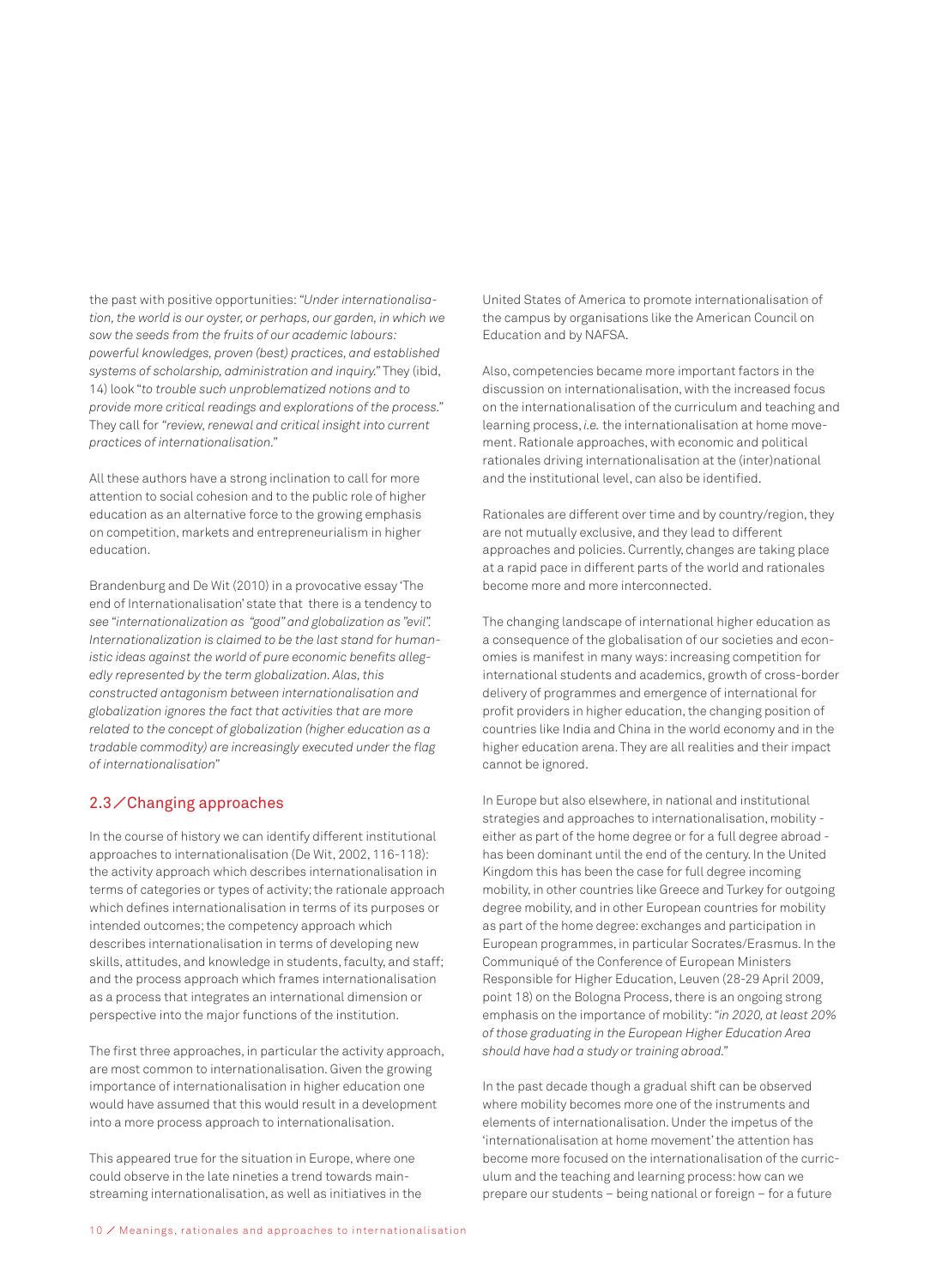the past with positive opportunities: *"Under internationalisation, the world is our oyster, or perhaps, our garden, in which we sow the seeds from the fruits of our academic labours: powerful knowledges, proven (best) practices, and established systems of scholarship, administration and inquiry."* They (ibid, 14) look "*to trouble such unproblematized notions and to provide more critical readings and explorations of the process.*" They call for *"review, renewal and critical insight into current practices of internationalisation."*

All these authors have a strong inclination to call for more attention to social cohesion and to the public role of higher education as an alternative force to the growing emphasis on competition, markets and entrepreneurialism in higher education.

Brandenburg and De Wit (2010) in a provocative essay 'The end of Internationalisation' state that there is a tendency to see *"internationalization as "good" and globalization as "evil". Internationalization is claimed to be the last stand for humanistic ideas against the world of pure economic benefits allegedly represented by the term globalization. Alas, this constructed antagonism between internationalisation and globalization ignores the fact that activities that are more related to the concept of globalization (higher education as a tradable commodity) are increasingly executed under the flag of internationalisation"*

## 2.3 ⁄ Changing approaches

In the course of history we can identify different institutional approaches to internationalisation (De Wit, 2002, 116-118): the activity approach which describes internationalisation in terms of categories or types of activity; the rationale approach which defines internationalisation in terms of its purposes or intended outcomes; the competency approach which describes internationalisation in terms of developing new skills, attitudes, and knowledge in students, faculty, and staff; and the process approach which frames internationalisation as a process that integrates an international dimension or perspective into the major functions of the institution.

The first three approaches, in particular the activity approach, are most common to internationalisation. Given the growing importance of internationalisation in higher education one would have assumed that this would result in a development into a more process approach to internationalisation.

This appeared true for the situation in Europe, where one could observe in the late nineties a trend towards mainstreaming internationalisation, as well as initiatives in the United States of America to promote internationalisation of the campus by organisations like the American Council on Education and by NAFSA.

Also, competencies became more important factors in the discussion on internationalisation, with the increased focus on the internationalisation of the curriculum and teaching and learning process, *i.e.* the internationalisation at home movement. Rationale approaches, with economic and political rationales driving internationalisation at the (inter)national and the institutional level, can also be identified.

Rationales are different over time and by country/region, they are not mutually exclusive, and they lead to different approaches and policies. Currently, changes are taking place at a rapid pace in different parts of the world and rationales become more and more interconnected.

The changing landscape of international higher education as a consequence of the globalisation of our societies and economies is manifest in many ways: increasing competition for international students and academics, growth of cross-border delivery of programmes and emergence of international for profit providers in higher education, the changing position of countries like India and China in the world economy and in the higher education arena. They are all realities and their impact cannot be ignored.

In Europe but also elsewhere, in national and institutional strategies and approaches to internationalisation, mobility - either as part of the home degree or for a full degree abroad - has been dominant until the end of the century. In the United Kingdom this has been the case for full degree incoming mobility, in other countries like Greece and Turkey for outgoing degree mobility, and in other European countries for mobility as part of the home degree: exchanges and participation in European programmes, in particular Socrates/Erasmus. In the Communiqué of the Conference of European Ministers Responsible for Higher Education, Leuven (28-29 April 2009, point 18) on the Bologna Process, there is an ongoing strong emphasis on the importance of mobility: *"in 2020, at least 20% of those graduating in the European Higher Education Area should have had a study or training abroad."*

In the past decade though a gradual shift can be observed where mobility becomes more one of the instruments and elements of internationalisation. Under the impetus of the 'internationalisation at home movement' the attention has become more focused on the internationalisation of the curriculum and the teaching and learning process: how can we prepare our students – being national or foreign – for a future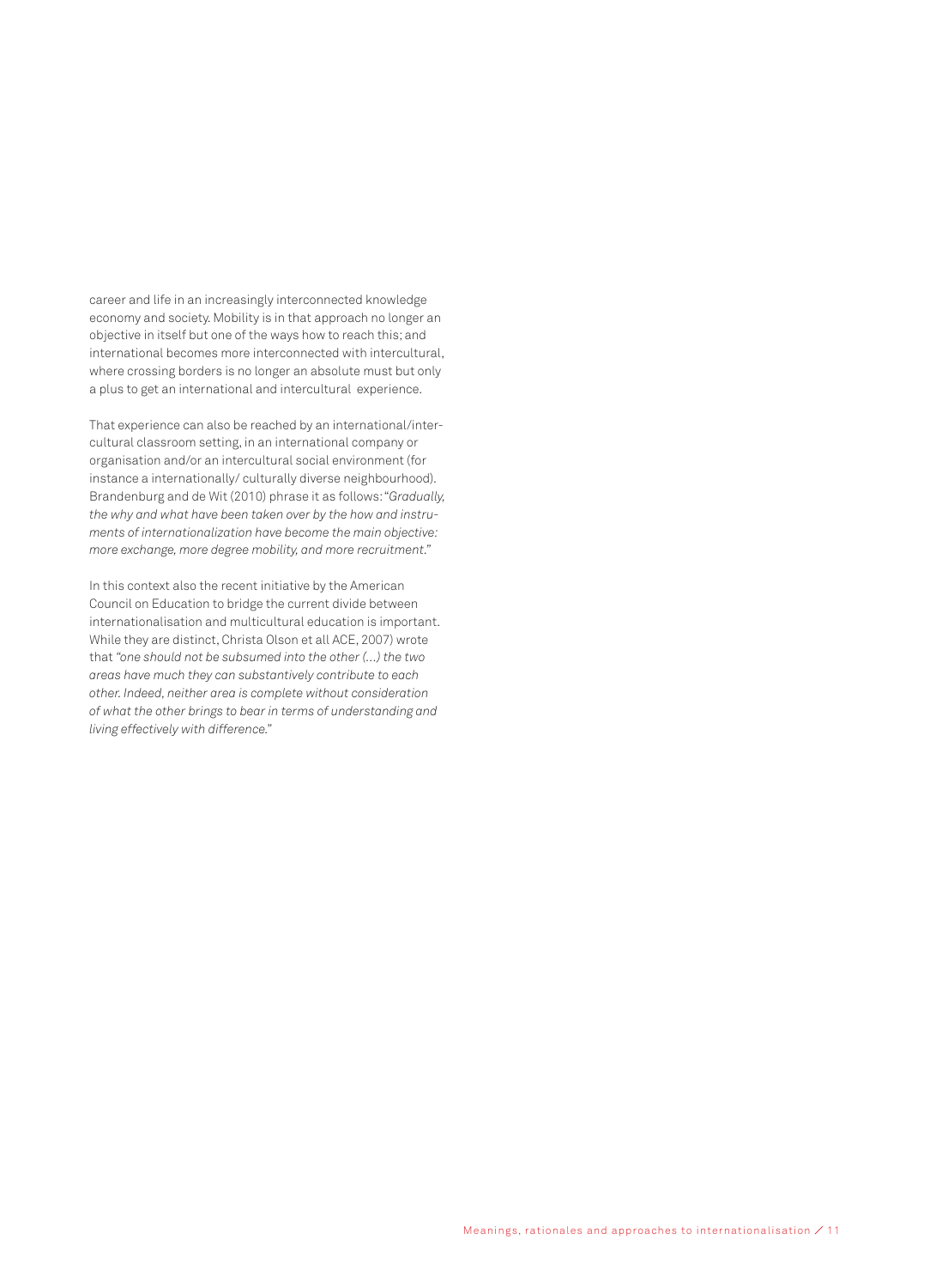career and life in an increasingly interconnected knowledge economy and society. Mobility is in that approach no longer an objective in itself but one of the ways how to reach this; and international becomes more interconnected with intercultural, where crossing borders is no longer an absolute must but only a plus to get an international and intercultural experience.

That experience can also be reached by an international/intercultural classroom setting, in an international company or organisation and/or an intercultural social environment (for instance a internationally/ culturally diverse neighbourhood). Brandenburg and de Wit (2010) phrase it as follows: "*Gradually, the why and what have been taken over by the how and instruments of internationalization have become the main objective: more exchange, more degree mobility, and more recruitment.*"

In this context also the recent initiative by the American Council on Education to bridge the current divide between internationalisation and multicultural education is important. While they are distinct, Christa Olson et all ACE, 2007) wrote that *"one should not be subsumed into the other (…) the two areas have much they can substantively contribute to each other. Indeed, neither area is complete without consideration of what the other brings to bear in terms of understanding and living effectively with difference.*"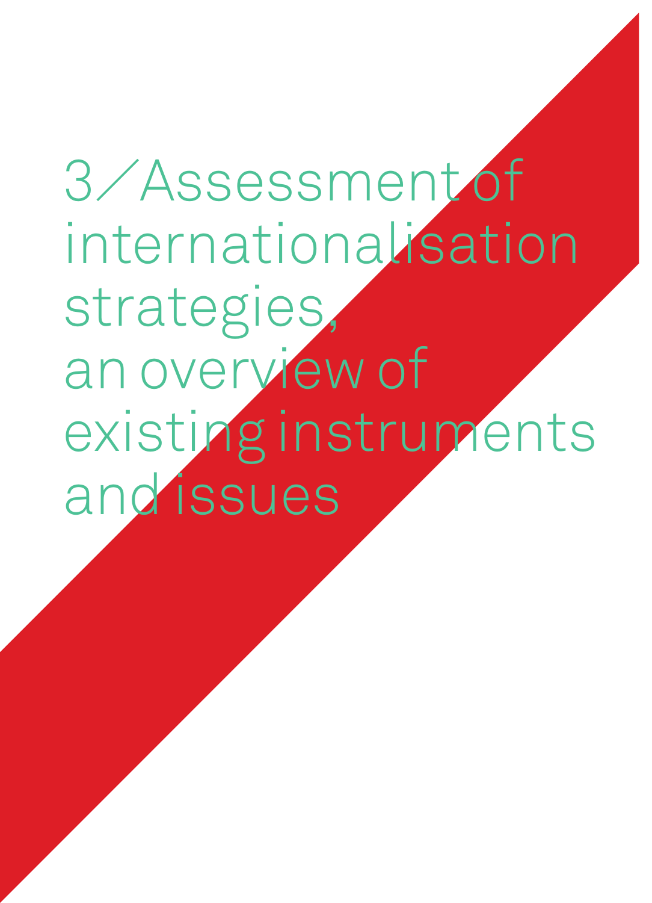# 3 / Assessment of internationalisation strategies, an overview of existing instruments and issues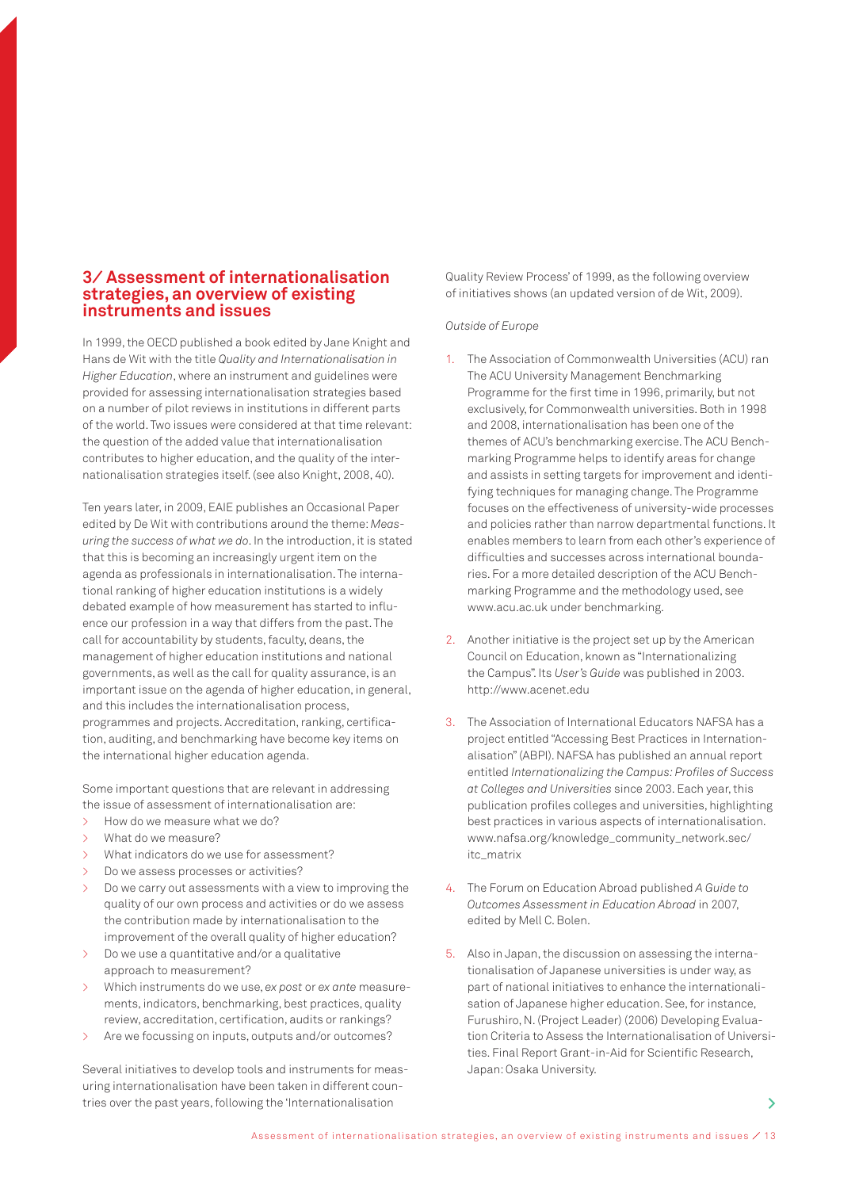## 3/ Assessment of internationalisation strategies, an overview of existing instruments and issues

In 1999, the OECD published a book edited by Jane Knight and Hans de Wit with the title *Quality and Internationalisation in Higher Education*, where an instrument and guidelines were provided for assessing internationalisation strategies based on a number of pilot reviews in institutions in different parts of the world. Two issues were considered at that time relevant: the question of the added value that internationalisation contributes to higher education, and the quality of the internationalisation strategies itself. (see also Knight, 2008, 40).

Ten years later, in 2009, EAIE publishes an Occasional Paper edited by De Wit with contributions around the theme: *Measuring the success of what we do*. In the introduction, it is stated that this is becoming an increasingly urgent item on the agenda as professionals in internationalisation. The international ranking of higher education institutions is a widely debated example of how measurement has started to influence our profession in a way that differs from the past. The call for accountability by students, faculty, deans, the management of higher education institutions and national governments, as well as the call for quality assurance, is an important issue on the agenda of higher education, in general, and this includes the internationalisation process, programmes and projects. Accreditation, ranking, certification, auditing, and benchmarking have become key items on the international higher education agenda.

Some important questions that are relevant in addressing the issue of assessment of internationalisation are:

- How do we measure what we do?
- What do we measure?
- What indicators do we use for assessment?
- Do we assess processes or activities?
- Do we carry out assessments with a view to improving the quality of our own process and activities or do we assess the contribution made by internationalisation to the improvement of the overall quality of higher education?
- Do we use a quantitative and/or a qualitative approach to measurement?
- Which instruments do we use, *ex post* or *ex ante* measurements, indicators, benchmarking, best practices, quality review, accreditation, certification, audits or rankings?
- Are we focussing on inputs, outputs and/or outcomes?

Several initiatives to develop tools and instruments for measuring internationalisation have been taken in different countries over the past years, following the 'Internationalisation Quality Review Process' of 1999, as the following overview of initiatives shows (an updated version of de Wit, 2009).

*Outside of Europe*

1. The Association of Commonwealth Universities (ACU) ran The ACU University Management Benchmarking Programme for the first time in 1996, primarily, but not exclusively, for Commonwealth universities. Both in 1998 and 2008, internationalisation has been one of the themes of ACU's benchmarking exercise. The ACU Benchmarking Programme helps to identify areas for change and assists in setting targets for improvement and identifying techniques for managing change. The Programme focuses on the effectiveness of university-wide processes and policies rather than narrow departmental functions. It enables members to learn from each other's experience of difficulties and successes across international boundaries. For a more detailed description of the ACU Benchmarking Programme and the methodology used, see www.acu.ac.uk under benchmarking.

2. Another initiative is the project set up by the American Council on Education, known as "Internationalizing the Campus". Its *User's Guide* was published in 2003. http://www.acenet.edu

3. The Association of International Educators NAFSA has a project entitled "Accessing Best Practices in Internationalisation" (ABPI). NAFSA has published an annual report entitled *Internationalizing the Campus: Profiles of Success at Colleges and Universities* since 2003. Each year, this publication profiles colleges and universities, highlighting best practices in various aspects of internationalisation. www.nafsa.org/knowledge_community_network.sec/itc_matrix

4. The Forum on Education Abroad published *A Guide to Outcomes Assessment in Education Abroad* in 2007, edited by Mell C. Bolen.

5. Also in Japan, the discussion on assessing the internationalisation of Japanese universities is under way, as part of national initiatives to enhance the internationalisation of Japanese higher education. See, for instance, Furushiro, N. (Project Leader) (2006) Developing Evaluation Criteria to Assess the Internationalisation of Universities. Final Report Grant-in-Aid for Scientific Research, Japan: Osaka University.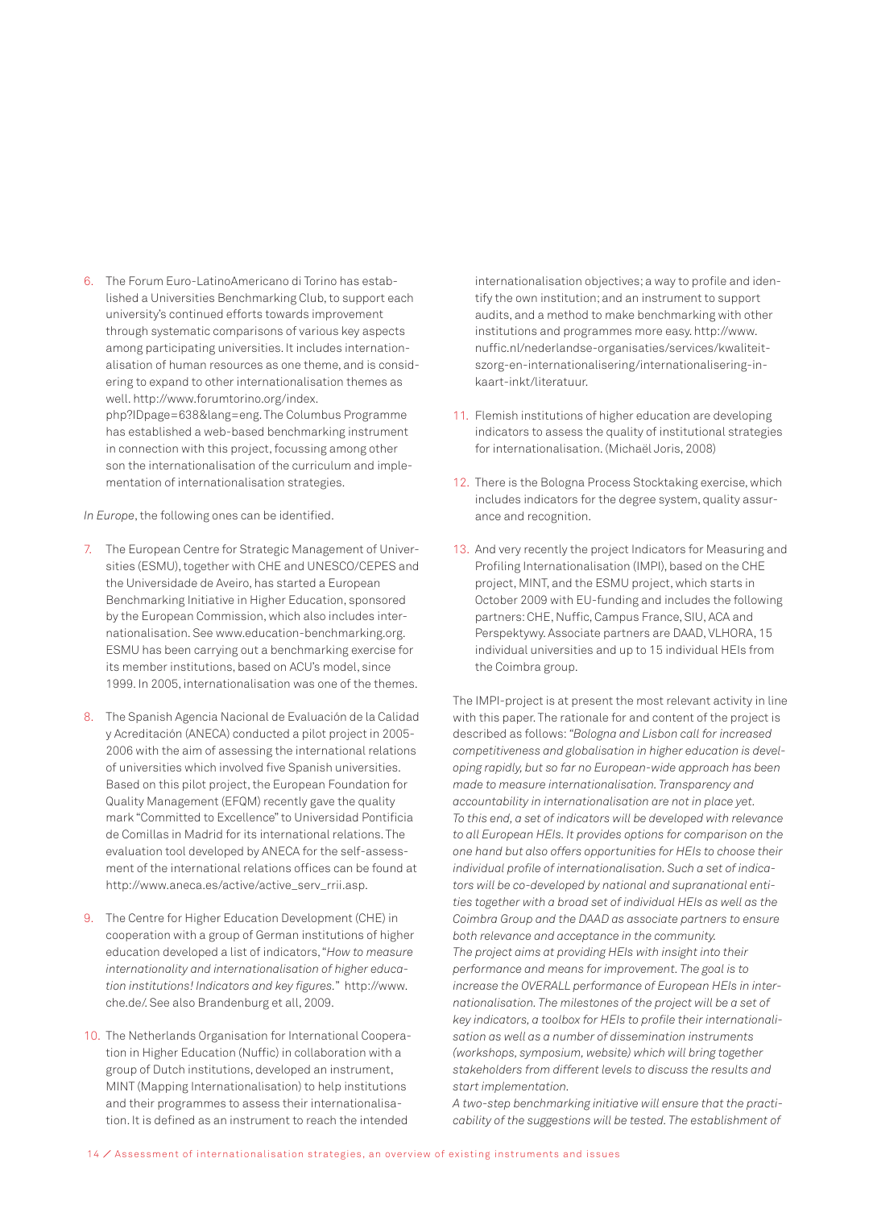6. The Forum Euro-LatinoAmericano di Torino has established a Universities Benchmarking Club, to support each university's continued efforts towards improvement through systematic comparisons of various key aspects among participating universities. It includes internationalisation of human resources as one theme, and is considering to expand to other internationalisation themes as well. http://www.forumtorino.org/index.php?IDpage=638&lang=eng. The Columbus Programme has established a web-based benchmarking instrument in connection with this project, focussing among other son the internationalisation of the curriculum and implementation of internationalisation strategies.

*In Europe*, the following ones can be identified.

7. The European Centre for Strategic Management of Universities (ESMU), together with CHE and UNESCO/CEPES and the Universidade de Aveiro, has started a European Benchmarking Initiative in Higher Education, sponsored by the European Commission, which also includes internationalisation. See www.education-benchmarking.org. ESMU has been carrying out a benchmarking exercise for its member institutions, based on ACU's model, since 1999. In 2005, internationalisation was one of the themes.

8. The Spanish Agencia Nacional de Evaluación de la Calidad y Acreditación (ANECA) conducted a pilot project in 2005-2006 with the aim of assessing the international relations of universities which involved five Spanish universities. Based on this pilot project, the European Foundation for Quality Management (EFQM) recently gave the quality mark "Committed to Excellence" to Universidad Pontificia de Comillas in Madrid for its international relations. The evaluation tool developed by ANECA for the self-assessment of the international relations offices can be found at http://www.aneca.es/active/active_serv_rrii.asp.

9. The Centre for Higher Education Development (CHE) in cooperation with a group of German institutions of higher education developed a list of indicators, "*How to measure internationality and internationalisation of higher education institutions! Indicators and key figures.*" http://www.che.de/. See also Brandenburg et all, 2009.

10. The Netherlands Organisation for International Cooperation in Higher Education (Nuffic) in collaboration with a group of Dutch institutions, developed an instrument, MINT (Mapping Internationalisation) to help institutions and their programmes to assess their internationalisation. It is defined as an instrument to reach the intended internationalisation objectives; a way to profile and identify the own institution; and an instrument to support audits, and a method to make benchmarking with other institutions and programmes more easy. http://www.nuffic.nl/nederlandse-organisaties/services/kwaliteitszorg-en-internationalisering/internationalisering-in-kaart-inkt/literatuur.

11. Flemish institutions of higher education are developing indicators to assess the quality of institutional strategies for internationalisation. (Michaël Joris, 2008)

12. There is the Bologna Process Stocktaking exercise, which includes indicators for the degree system, quality assurance and recognition.

13. And very recently the project Indicators for Measuring and Profiling Internationalisation (IMPI), based on the CHE project, MINT, and the ESMU project, which starts in October 2009 with EU-funding and includes the following partners: CHE, Nuffic, Campus France, SIU, ACA and Perspektywy. Associate partners are DAAD, VLHORA, 15 individual universities and up to 15 individual HEIs from the Coimbra group.

The IMPI-project is at present the most relevant activity in line with this paper. The rationale for and content of the project is described as follows: *"Bologna and Lisbon call for increased competitiveness and globalisation in higher education is developing rapidly, but so far no European-wide approach has been made to measure internationalisation. Transparency and accountability in internationalisation are not in place yet. To this end, a set of indicators will be developed with relevance to all European HEIs. It provides options for comparison on the one hand but also offers opportunities for HEIs to choose their individual profile of internationalisation. Such a set of indicators will be co-developed by national and supranational entities together with a broad set of individual HEIs as well as the Coimbra Group and the DAAD as associate partners to ensure both relevance and acceptance in the community. The project aims at providing HEIs with insight into their performance and means for improvement. The goal is to increase the OVERALL performance of European HEIs in internationalisation. The milestones of the project will be a set of key indicators, a toolbox for HEIs to profile their internationalisation as well as a number of dissemination instruments (workshops, symposium, website) which will bring together stakeholders from different levels to discuss the results and start implementation. A two-step benchmarking initiative will ensure that the practicability of the suggestions will be tested. The establishment of*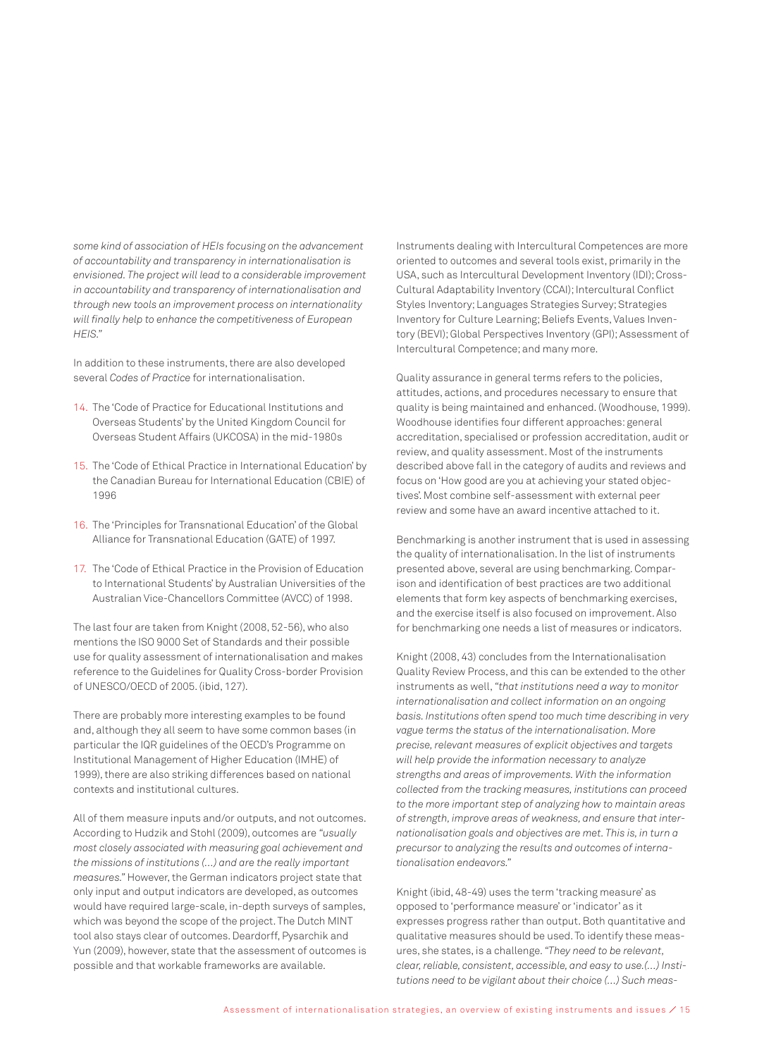*some kind of association of HEIs focusing on the advancement of accountability and transparency in internationalisation is envisioned. The project will lead to a considerable improvement in accountability and transparency of internationalisation and through new tools an improvement process on internationality will finally help to enhance the competitiveness of European HEIS."*

In addition to these instruments, there are also developed several *Codes of Practice* for internationalisation.

14. The 'Code of Practice for Educational Institutions and Overseas Students' by the United Kingdom Council for Overseas Student Affairs (UKCOSA) in the mid-1980s
15. The 'Code of Ethical Practice in International Education' by the Canadian Bureau for International Education (CBIE) of 1996
16. The 'Principles for Transnational Education' of the Global Alliance for Transnational Education (GATE) of 1997.
17. The 'Code of Ethical Practice in the Provision of Education to International Students' by Australian Universities of the Australian Vice-Chancellors Committee (AVCC) of 1998.

The last four are taken from Knight (2008, 52-56), who also mentions the ISO 9000 Set of Standards and their possible use for quality assessment of internationalisation and makes reference to the Guidelines for Quality Cross-border Provision of UNESCO/OECD of 2005. (ibid, 127).

There are probably more interesting examples to be found and, although they all seem to have some common bases (in particular the IQR guidelines of the OECD's Programme on Institutional Management of Higher Education (IMHE) of 1999), there are also striking differences based on national contexts and institutional cultures.

All of them measure inputs and/or outputs, and not outcomes. According to Hudzik and Stohl (2009), outcomes are *"usually most closely associated with measuring goal achievement and the missions of institutions (…) and are the really important measures."* However, the German indicators project state that only input and output indicators are developed, as outcomes would have required large-scale, in-depth surveys of samples, which was beyond the scope of the project. The Dutch MINT tool also stays clear of outcomes. Deardorff, Pysarchik and Yun (2009), however, state that the assessment of outcomes is possible and that workable frameworks are available.

Instruments dealing with Intercultural Competences are more oriented to outcomes and several tools exist, primarily in the USA, such as Intercultural Development Inventory (IDI); Cross-Cultural Adaptability Inventory (CCAI); Intercultural Conflict Styles Inventory; Languages Strategies Survey; Strategies Inventory for Culture Learning; Beliefs Events, Values Inventory (BEVI); Global Perspectives Inventory (GPI); Assessment of Intercultural Competence; and many more.

Quality assurance in general terms refers to the policies, attitudes, actions, and procedures necessary to ensure that quality is being maintained and enhanced. (Woodhouse, 1999). Woodhouse identifies four different approaches: general accreditation, specialised or profession accreditation, audit or review, and quality assessment. Most of the instruments described above fall in the category of audits and reviews and focus on 'How good are you at achieving your stated objectives'. Most combine self-assessment with external peer review and some have an award incentive attached to it.

Benchmarking is another instrument that is used in assessing the quality of internationalisation. In the list of instruments presented above, several are using benchmarking. Comparison and identification of best practices are two additional elements that form key aspects of benchmarking exercises, and the exercise itself is also focused on improvement. Also for benchmarking one needs a list of measures or indicators.

Knight (2008, 43) concludes from the Internationalisation Quality Review Process, and this can be extended to the other instruments as well, *"that institutions need a way to monitor internationalisation and collect information on an ongoing basis. Institutions often spend too much time describing in very vague terms the status of the internationalisation. More precise, relevant measures of explicit objectives and targets will help provide the information necessary to analyze strengths and areas of improvements. With the information collected from the tracking measures, institutions can proceed to the more important step of analyzing how to maintain areas of strength, improve areas of weakness, and ensure that internationalisation goals and objectives are met. This is, in turn a precursor to analyzing the results and outcomes of internationalisation endeavors."*

Knight (ibid, 48-49) uses the term 'tracking measure' as opposed to 'performance measure' or 'indicator' as it expresses progress rather than output. Both quantitative and qualitative measures should be used. To identify these measures, she states, is a challenge. *"They need to be relevant, clear, reliable, consistent, accessible, and easy to use.(…) Institutions need to be vigilant about their choice (…) Such meas-*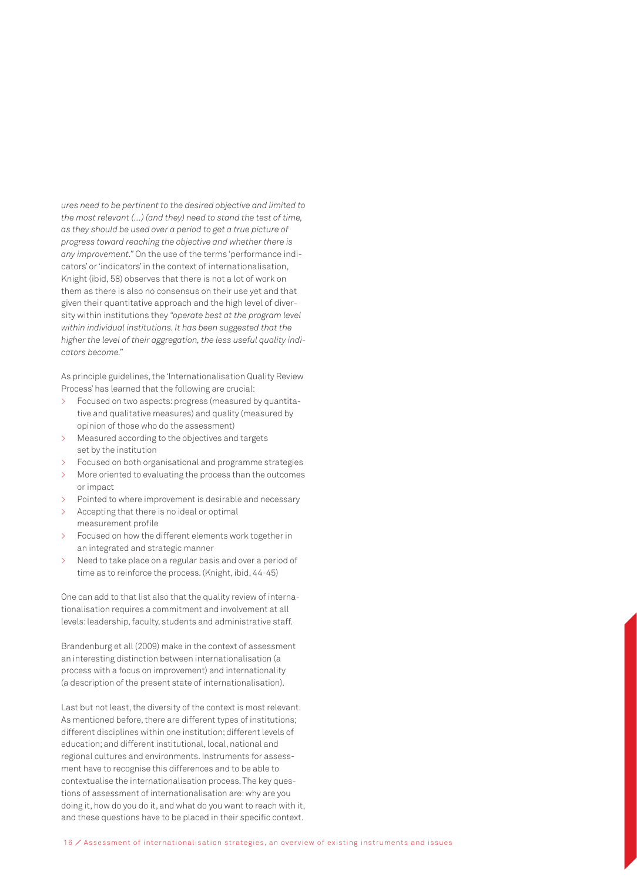*ures need to be pertinent to the desired objective and limited to the most relevant (…) (and they) need to stand the test of time, as they should be used over a period to get a true picture of progress toward reaching the objective and whether there is any improvement."* On the use of the terms 'performance indicators' or 'indicators' in the context of internationalisation, Knight (ibid, 58) observes that there is not a lot of work on them as there is also no consensus on their use yet and that given their quantitative approach and the high level of diversity within institutions they *"operate best at the program level within individual institutions. It has been suggested that the higher the level of their aggregation, the less useful quality indicators become."*

As principle guidelines, the 'Internationalisation Quality Review Process' has learned that the following are crucial:

- Focused on two aspects: progress (measured by quantitative and qualitative measures) and quality (measured by opinion of those who do the assessment)
- Measured according to the objectives and targets set by the institution
- Focused on both organisational and programme strategies
- More oriented to evaluating the process than the outcomes or impact
- Pointed to where improvement is desirable and necessary
- Accepting that there is no ideal or optimal measurement profile
- Focused on how the different elements work together in an integrated and strategic manner
- Need to take place on a regular basis and over a period of time as to reinforce the process. (Knight, ibid, 44-45)

One can add to that list also that the quality review of internationalisation requires a commitment and involvement at all levels: leadership, faculty, students and administrative staff.

Brandenburg et all (2009) make in the context of assessment an interesting distinction between internationalisation (a process with a focus on improvement) and internationality (a description of the present state of internationalisation).

Last but not least, the diversity of the context is most relevant. As mentioned before, there are different types of institutions; different disciplines within one institution; different levels of education; and different institutional, local, national and regional cultures and environments. Instruments for assessment have to recognise this differences and to be able to contextualise the internationalisation process. The key questions of assessment of internationalisation are: why are you doing it, how do you do it, and what do you want to reach with it, and these questions have to be placed in their specific context.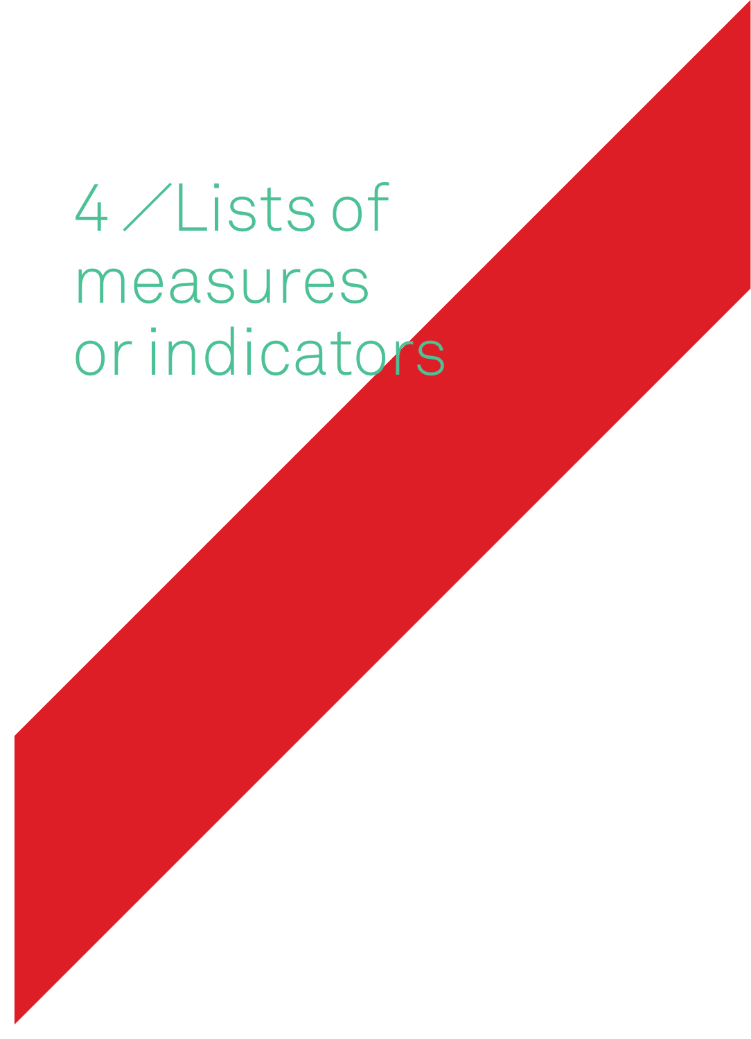# 4 / Lists of measures or indicators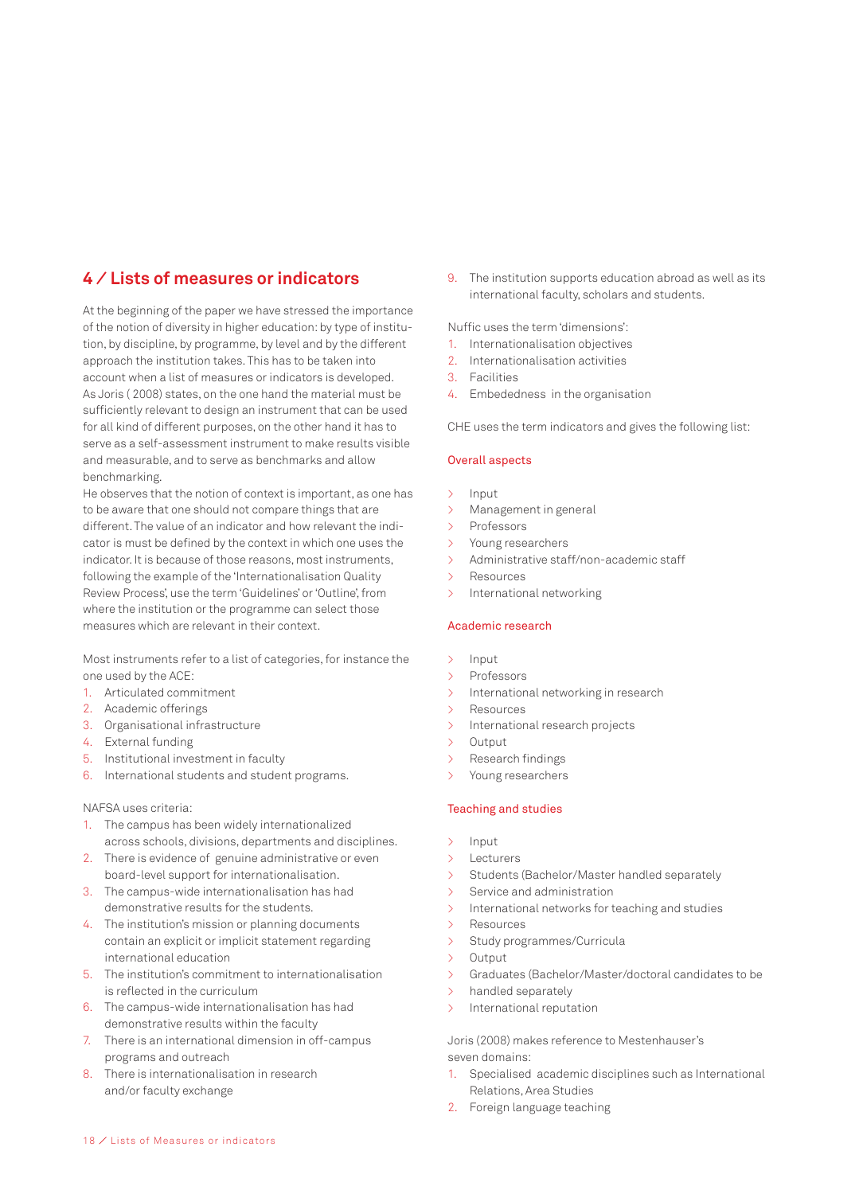## 4 / Lists of measures or indicators

At the beginning of the paper we have stressed the importance of the notion of diversity in higher education: by type of institution, by discipline, by programme, by level and by the different approach the institution takes. This has to be taken into account when a list of measures or indicators is developed. As Joris ( 2008) states, on the one hand the material must be sufficiently relevant to design an instrument that can be used for all kind of different purposes, on the other hand it has to serve as a self-assessment instrument to make results visible and measurable, and to serve as benchmarks and allow benchmarking.
He observes that the notion of context is important, as one has to be aware that one should not compare things that are different. The value of an indicator and how relevant the indicator is must be defined by the context in which one uses the indicator. It is because of those reasons, most instruments, following the example of the 'Internationalisation Quality Review Process', use the term 'Guidelines' or 'Outline', from where the institution or the programme can select those measures which are relevant in their context.

Most instruments refer to a list of categories, for instance the one used by the ACE:

1. Articulated commitment
2. Academic offerings
3. Organisational infrastructure
4. External funding
5. Institutional investment in faculty
6. International students and student programs.

NAFSA uses criteria:

1. The campus has been widely internationalized across schools, divisions, departments and disciplines.
2. There is evidence of genuine administrative or even board-level support for internationalisation.
3. The campus-wide internationalisation has had demonstrative results for the students.
4. The institution's mission or planning documents contain an explicit or implicit statement regarding international education
5. The institution's commitment to internationalisation is reflected in the curriculum
6. The campus-wide internationalisation has had demonstrative results within the faculty
7. There is an international dimension in off-campus programs and outreach
8. There is internationalisation in research and/or faculty exchange
9. The institution supports education abroad as well as its international faculty, scholars and students.

Nuffic uses the term 'dimensions':

1. Internationalisation objectives
2. Internationalisation activities
3. Facilities
4. Embededness in the organisation

CHE uses the term indicators and gives the following list:

**Overall aspects**

- Input
- Management in general
- Professors
- Young researchers
- Administrative staff/non-academic staff
- Resources
- International networking

**Academic research**

- Input
- Professors
- International networking in research
- Resources
- International research projects
- Output
- Research findings
- Young researchers

**Teaching and studies**

- Input
- Lecturers
- Students (Bachelor/Master handled separately
- Service and administration
- International networks for teaching and studies
- Resources
- Study programmes/Curricula
- Output
- Graduates (Bachelor/Master/doctoral candidates to be
- handled separately
- International reputation

Joris (2008) makes reference to Mestenhauser's seven domains:

1. Specialised academic disciplines such as International Relations, Area Studies
2. Foreign language teaching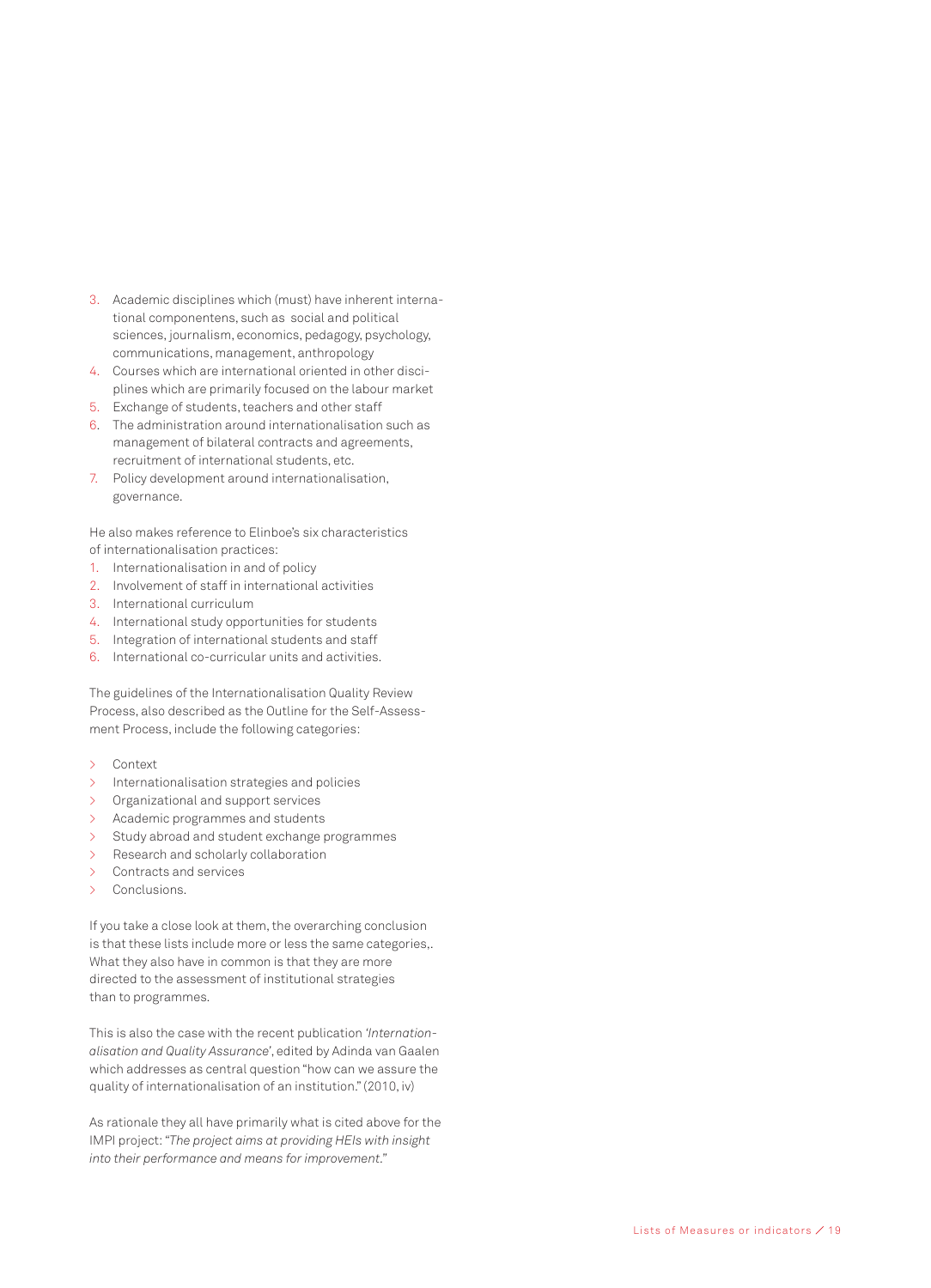3. Academic disciplines which (must) have inherent international componentens, such as social and political sciences, journalism, economics, pedagogy, psychology, communications, management, anthropology
4. Courses which are international oriented in other disciplines which are primarily focused on the labour market
5. Exchange of students, teachers and other staff
6. The administration around internationalisation such as management of bilateral contracts and agreements, recruitment of international students, etc.
7. Policy development around internationalisation, governance.

He also makes reference to Elinboe's six characteristics of internationalisation practices:

1. Internationalisation in and of policy
2. Involvement of staff in international activities
3. International curriculum
4. International study opportunities for students
5. Integration of international students and staff
6. International co-curricular units and activities.

The guidelines of the Internationalisation Quality Review Process, also described as the Outline for the Self-Assessment Process, include the following categories:

- Context
- Internationalisation strategies and policies
- Organizational and support services
- Academic programmes and students
- Study abroad and student exchange programmes
- Research and scholarly collaboration
- Contracts and services
- Conclusions.

If you take a close look at them, the overarching conclusion is that these lists include more or less the same categories,. What they also have in common is that they are more directed to the assessment of institutional strategies than to programmes.

This is also the case with the recent publication *'Internationalisation and Quality Assurance'*, edited by Adinda van Gaalen which addresses as central question "how can we assure the quality of internationalisation of an institution." (2010, iv)

As rationale they all have primarily what is cited above for the IMPI project: "*The project aims at providing HEIs with insight into their performance and means for improvement*."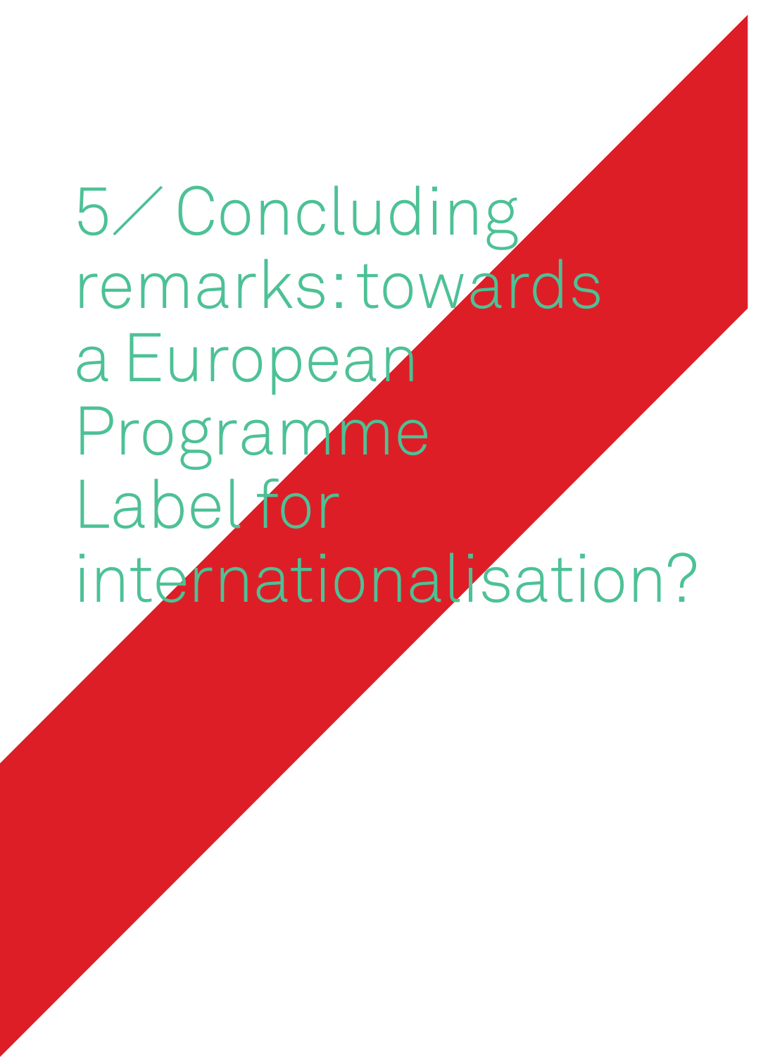# 5/ Concluding remarks: towards a European Programme Label for internationalisation?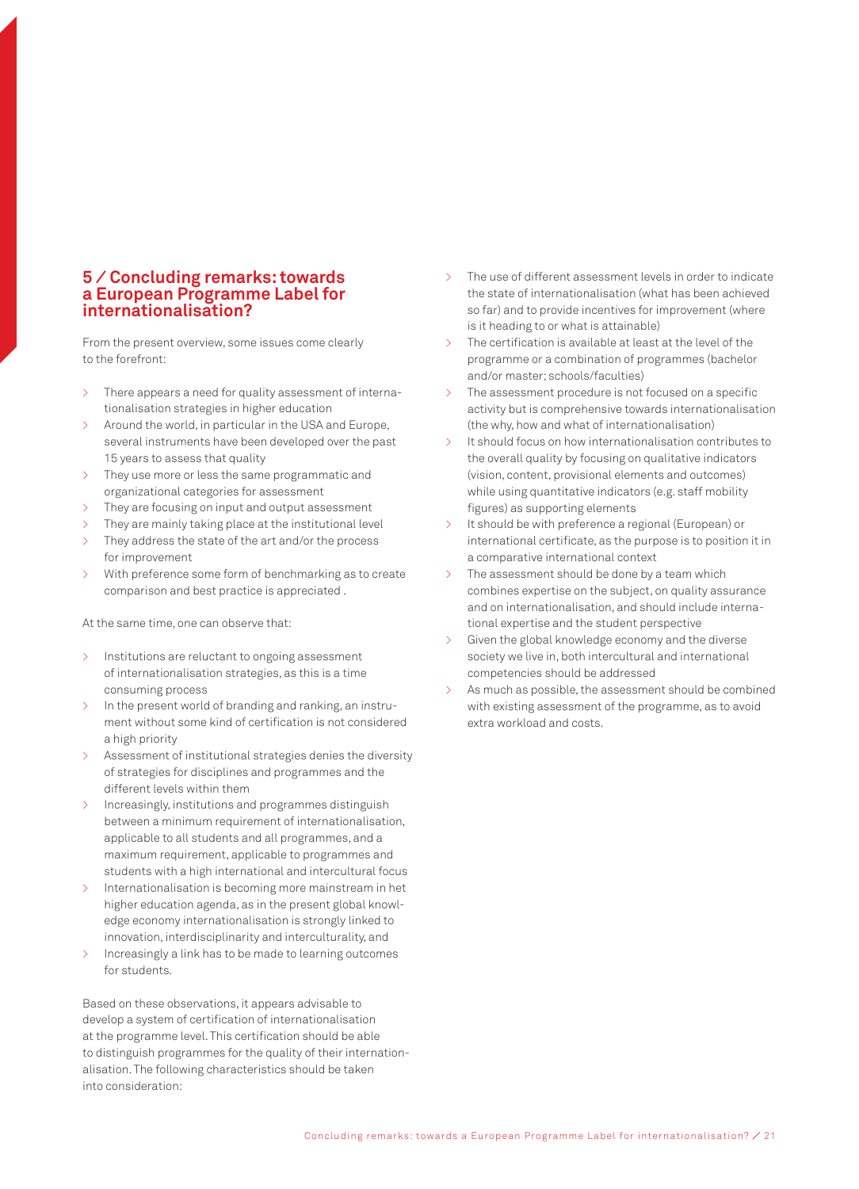## 5 / Concluding remarks: towards a European Programme Label for internationalisation?

From the present overview, some issues come clearly to the forefront:

- There appears a need for quality assessment of internationalisation strategies in higher education
- Around the world, in particular in the USA and Europe, several instruments have been developed over the past 15 years to assess that quality
- They use more or less the same programmatic and organizational categories for assessment
- They are focusing on input and output assessment
- They are mainly taking place at the institutional level
- They address the state of the art and/or the process for improvement
- With preference some form of benchmarking as to create comparison and best practice is appreciated .

At the same time, one can observe that:

- Institutions are reluctant to ongoing assessment of internationalisation strategies, as this is a time consuming process
- In the present world of branding and ranking, an instrument without some kind of certification is not considered a high priority
- Assessment of institutional strategies denies the diversity of strategies for disciplines and programmes and the different levels within them
- Increasingly, institutions and programmes distinguish between a minimum requirement of internationalisation, applicable to all students and all programmes, and a maximum requirement, applicable to programmes and students with a high international and intercultural focus
- Internationalisation is becoming more mainstream in het higher education agenda, as in the present global knowledge economy internationalisation is strongly linked to innovation, interdisciplinarity and interculturality, and
- Increasingly a link has to be made to learning outcomes for students.

Based on these observations, it appears advisable to develop a system of certification of internationalisation at the programme level. This certification should be able to distinguish programmes for the quality of their internationalisation. The following characteristics should be taken into consideration:

- The use of different assessment levels in order to indicate the state of internationalisation (what has been achieved so far) and to provide incentives for improvement (where is it heading to or what is attainable)
- The certification is available at least at the level of the programme or a combination of programmes (bachelor and/or master; schools/faculties)
- The assessment procedure is not focused on a specific activity but is comprehensive towards internationalisation (the why, how and what of internationalisation)
- It should focus on how internationalisation contributes to the overall quality by focusing on qualitative indicators (vision, content, provisional elements and outcomes) while using quantitative indicators (e.g. staff mobility figures) as supporting elements
- It should be with preference a regional (European) or international certificate, as the purpose is to position it in a comparative international context
- The assessment should be done by a team which combines expertise on the subject, on quality assurance and on internationalisation, and should include international expertise and the student perspective
- Given the global knowledge economy and the diverse society we live in, both intercultural and international competencies should be addressed
- As much as possible, the assessment should be combined with existing assessment of the programme, as to avoid extra workload and costs.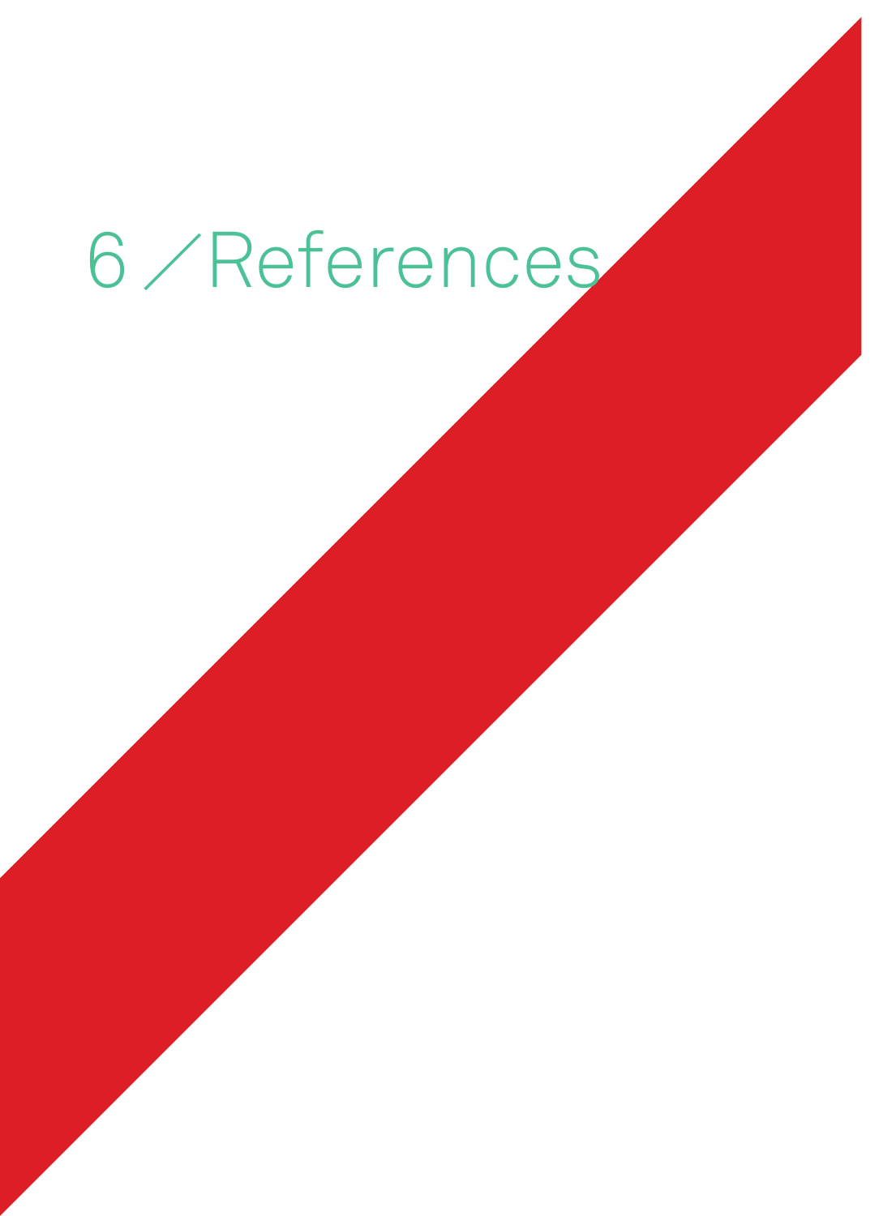# 6 / References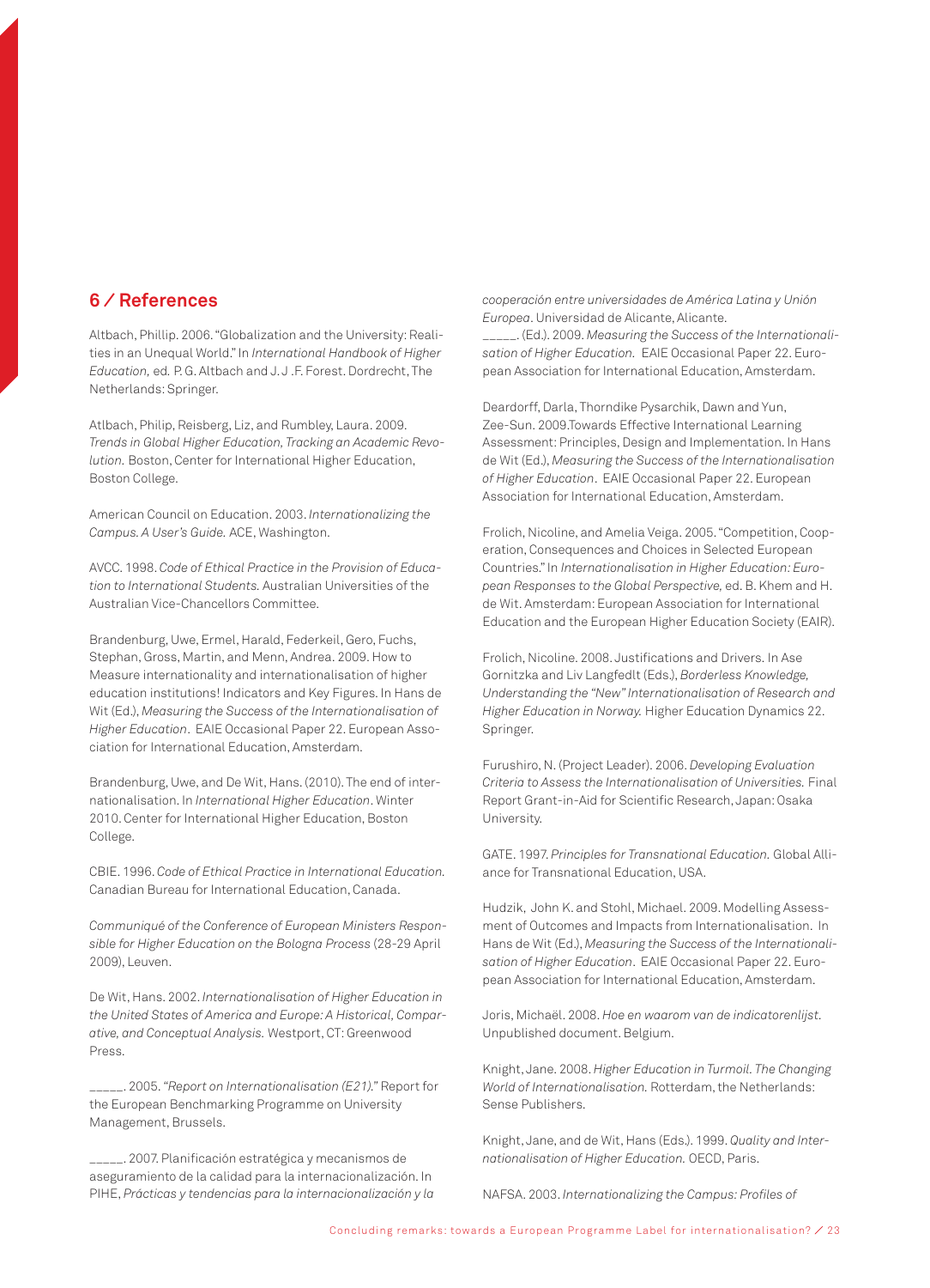## 6 / References

Altbach, Phillip. 2006. "Globalization and the University: Realities in an Unequal World." In *International Handbook of Higher Education,* ed. P. G. Altbach and J. J .F. Forest. Dordrecht, The Netherlands: Springer.

Atlbach, Philip, Reisberg, Liz, and Rumbley, Laura. 2009. *Trends in Global Higher Education, Tracking an Academic Revolution.* Boston, Center for International Higher Education, Boston College.

American Council on Education. 2003. *Internationalizing the Campus. A User's Guide.* ACE, Washington.

AVCC. 1998. *Code of Ethical Practice in the Provision of Education to International Students.* Australian Universities of the Australian Vice-Chancellors Committee.

Brandenburg, Uwe, Ermel, Harald, Federkeil, Gero, Fuchs, Stephan, Gross, Martin, and Menn, Andrea. 2009. How to Measure internationality and internationalisation of higher education institutions! Indicators and Key Figures. In Hans de Wit (Ed.), *Measuring the Success of the Internationalisation of Higher Education*. EAIE Occasional Paper 22. European Association for International Education, Amsterdam.

Brandenburg, Uwe, and De Wit, Hans. (2010). The end of internationalisation. In *International Higher Education*. Winter 2010. Center for International Higher Education, Boston College.

CBIE. 1996. *Code of Ethical Practice in International Education.* Canadian Bureau for International Education, Canada.

*Communiqué of the Conference of European Ministers Responsible for Higher Education on the Bologna Process* (28-29 April 2009), Leuven.

De Wit, Hans. 2002. *Internationalisation of Higher Education in the United States of America and Europe: A Historical, Comparative, and Conceptual Analysis.* Westport, CT: Greenwood Press.

_____. 2005. *"Report on Internationalisation (E21)."* Report for the European Benchmarking Programme on University Management, Brussels.

_____. 2007. Planificación estratégica y mecanismos de aseguramiento de la calidad para la internacionalización. In PIHE, *Prácticas y tendencias para la internacionalización y la cooperación entre universidades de América Latina y Unión Europea*. Universidad de Alicante, Alicante.

_____. (Ed.). 2009. *Measuring the Success of the Internationalisation of Higher Education.* EAIE Occasional Paper 22. European Association for International Education, Amsterdam.

Deardorff, Darla, Thorndike Pysarchik, Dawn and Yun, Zee-Sun. 2009.Towards Effective International Learning Assessment: Principles, Design and Implementation. In Hans de Wit (Ed.), *Measuring the Success of the Internationalisation of Higher Education*. EAIE Occasional Paper 22. European Association for International Education, Amsterdam.

Frolich, Nicoline, and Amelia Veiga. 2005. "Competition, Cooperation, Consequences and Choices in Selected European Countries." In *Internationalisation in Higher Education: European Responses to the Global Perspective,* ed. B. Khem and H. de Wit. Amsterdam: European Association for International Education and the European Higher Education Society (EAIR).

Frolich, Nicoline. 2008. Justifications and Drivers. In Ase Gornitzka and Liv Langfedlt (Eds.), *Borderless Knowledge, Understanding the "New" Internationalisation of Research and Higher Education in Norway.* Higher Education Dynamics 22. Springer.

Furushiro, N. (Project Leader). 2006. *Developing Evaluation Criteria to Assess the Internationalisation of Universities.* Final Report Grant-in-Aid for Scientific Research, Japan: Osaka University.

GATE. 1997. *Principles for Transnational Education.* Global Alliance for Transnational Education, USA.

Hudzik, John K. and Stohl, Michael. 2009. Modelling Assessment of Outcomes and Impacts from Internationalisation. In Hans de Wit (Ed.), *Measuring the Success of the Internationalisation of Higher Education*. EAIE Occasional Paper 22. European Association for International Education, Amsterdam.

Joris, Michaël. 2008. *Hoe en waarom van de indicatorenlijst.* Unpublished document. Belgium.

Knight, Jane. 2008. *Higher Education in Turmoil. The Changing World of Internationalisation.* Rotterdam, the Netherlands: Sense Publishers.

Knight, Jane, and de Wit, Hans (Eds.). 1999. *Quality and Internationalisation of Higher Education.* OECD, Paris.

NAFSA. 2003. *Internationalizing the Campus: Profiles of*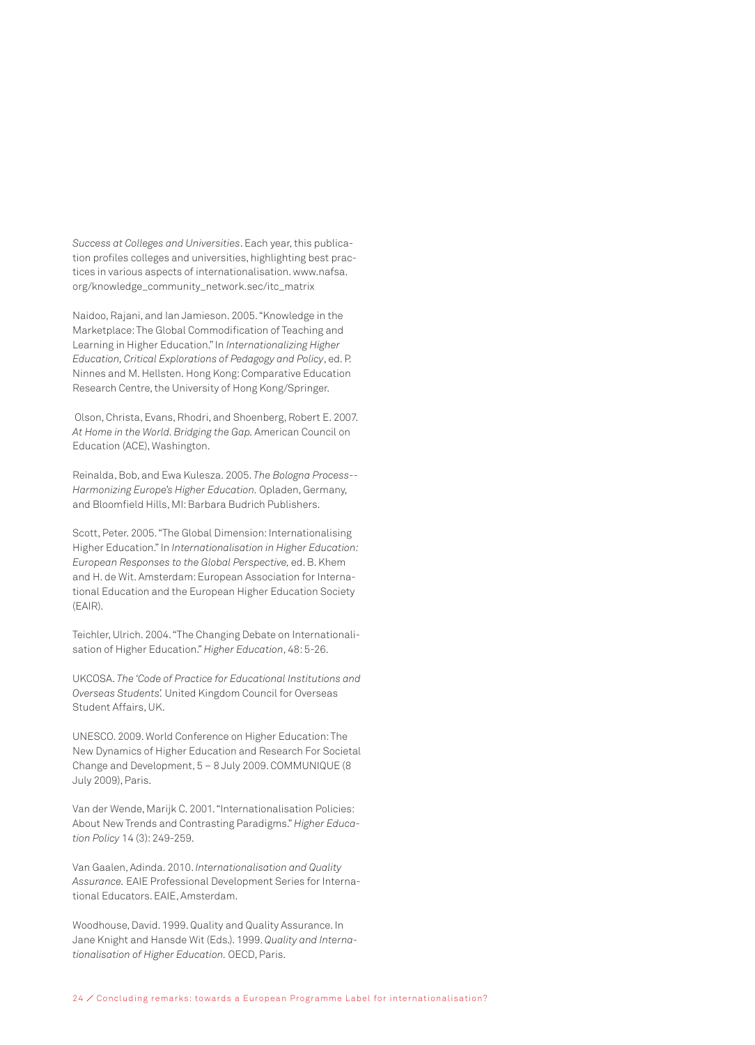*Success at Colleges and Universities*. Each year, this publication profiles colleges and universities, highlighting best practices in various aspects of internationalisation. www.nafsa.org/knowledge_community_network.sec/itc_matrix

Naidoo, Rajani, and Ian Jamieson. 2005. "Knowledge in the Marketplace: The Global Commodification of Teaching and Learning in Higher Education." In *Internationalizing Higher Education, Critical Explorations of Pedagogy and Policy*, ed. P. Ninnes and M. Hellsten. Hong Kong: Comparative Education Research Centre, the University of Hong Kong/Springer.

Olson, Christa, Evans, Rhodri, and Shoenberg, Robert E. 2007. *At Home in the World. Bridging the Gap.* American Council on Education (ACE), Washington.

Reinalda, Bob, and Ewa Kulesza. 2005. *The Bologna Process--Harmonizing Europe's Higher Education.* Opladen, Germany, and Bloomfield Hills, MI: Barbara Budrich Publishers.

Scott, Peter. 2005. "The Global Dimension: Internationalising Higher Education." In *Internationalisation in Higher Education: European Responses to the Global Perspective,* ed. B. Khem and H. de Wit. Amsterdam: European Association for International Education and the European Higher Education Society (EAIR).

Teichler, Ulrich. 2004. "The Changing Debate on Internationalisation of Higher Education." *Higher Education*, 48: 5-26.

UKCOSA. *The 'Code of Practice for Educational Institutions and Overseas Students'.* United Kingdom Council for Overseas Student Affairs, UK.

UNESCO. 2009. World Conference on Higher Education: The New Dynamics of Higher Education and Research For Societal Change and Development, 5 – 8 July 2009. COMMUNIQUE (8 July 2009), Paris.

Van der Wende, Marijk C. 2001. "Internationalisation Policies: About New Trends and Contrasting Paradigms." *Higher Education Policy* 14 (3): 249-259.

Van Gaalen, Adinda. 2010. *Internationalisation and Quality Assurance.* EAIE Professional Development Series for International Educators. EAIE, Amsterdam.

Woodhouse, David. 1999. Quality and Quality Assurance. In Jane Knight and Hansde Wit (Eds.). 1999. *Quality and Internationalisation of Higher Education.* OECD, Paris.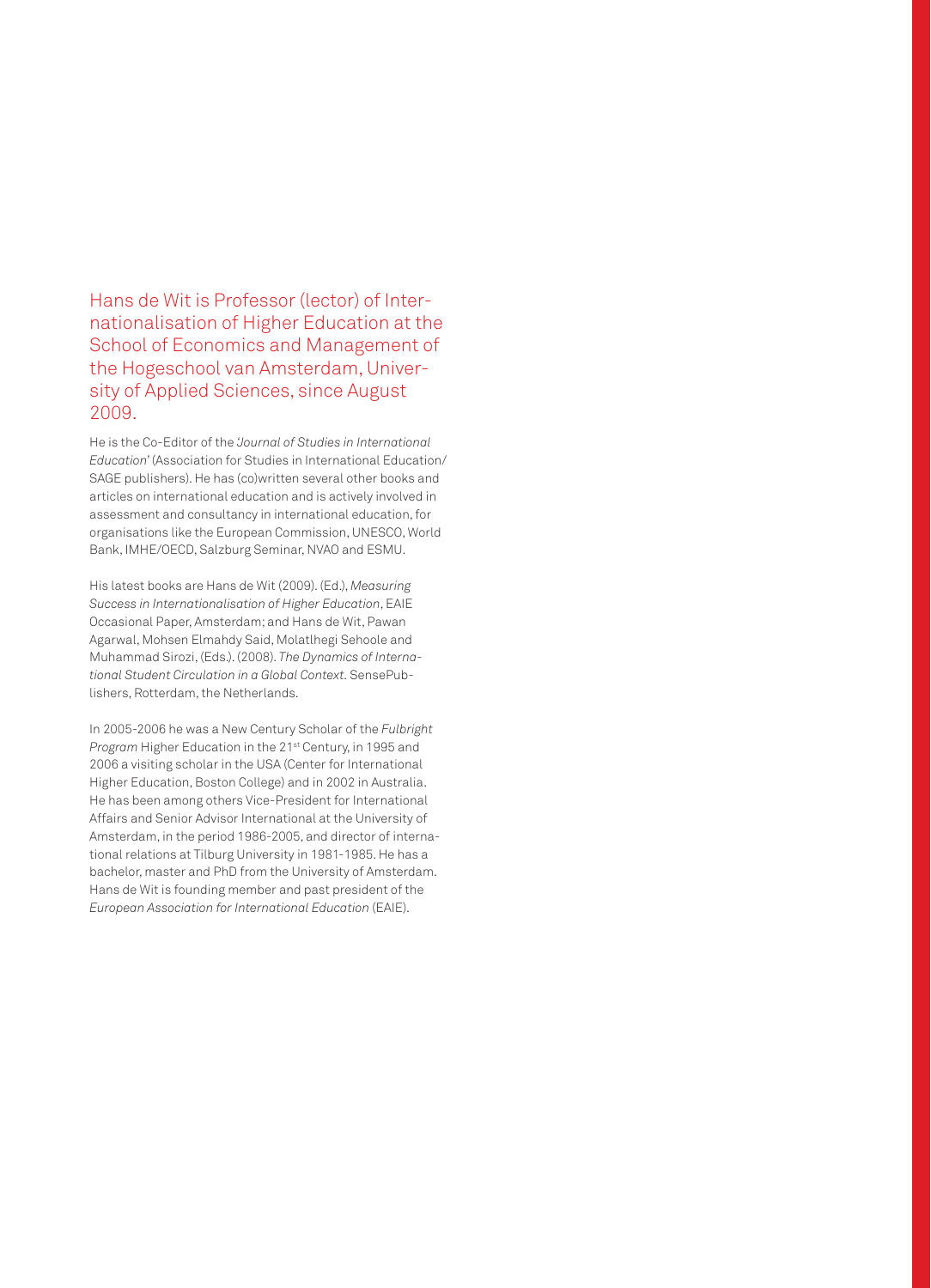## Hans de Wit is Professor (lector) of Internationalisation of Higher Education at the School of Economics and Management of the Hogeschool van Amsterdam, University of Applied Sciences, since August 2009.

He is the Co-Editor of the *'Journal of Studies in International Education'* (Association for Studies in International Education/ SAGE publishers). He has (co)written several other books and articles on international education and is actively involved in assessment and consultancy in international education, for organisations like the European Commission, UNESCO, World Bank, IMHE/OECD, Salzburg Seminar, NVAO and ESMU.

His latest books are Hans de Wit (2009). (Ed.), *Measuring Success in Internationalisation of Higher Education*, EAIE Occasional Paper, Amsterdam; and Hans de Wit, Pawan Agarwal, Mohsen Elmahdy Said, Molatlhegi Sehoole and Muhammad Sirozi, (Eds.). (2008). *The Dynamics of International Student Circulation in a Global Context*. SensePublishers, Rotterdam, the Netherlands.

In 2005-2006 he was a New Century Scholar of the *Fulbright Program* Higher Education in the 21st Century, in 1995 and 2006 a visiting scholar in the USA (Center for International Higher Education, Boston College) and in 2002 in Australia. He has been among others Vice-President for International Affairs and Senior Advisor International at the University of Amsterdam, in the period 1986-2005, and director of international relations at Tilburg University in 1981-1985. He has a bachelor, master and PhD from the University of Amsterdam. Hans de Wit is founding member and past president of the *European Association for International Education* (EAIE).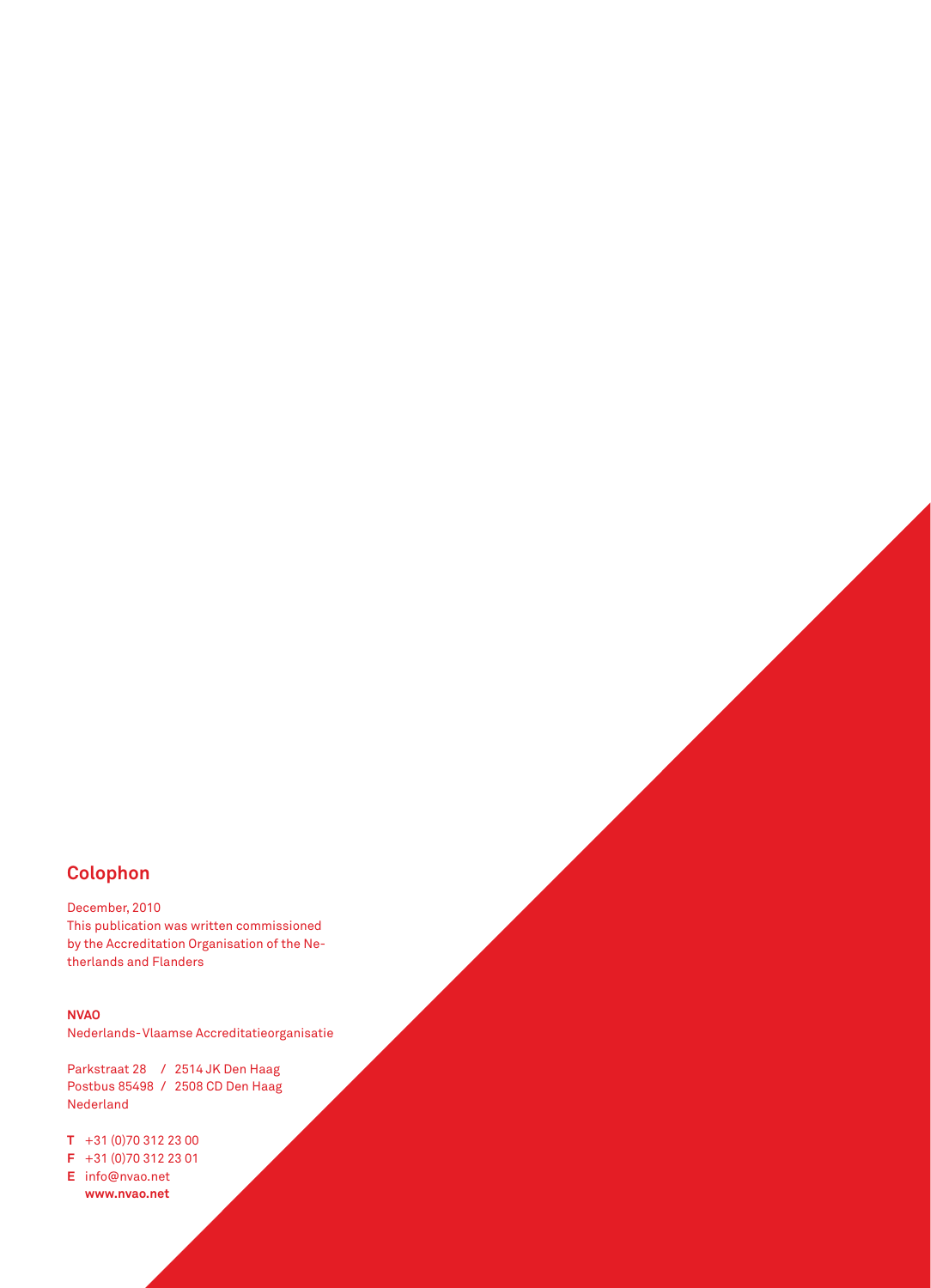## Colophon

December, 2010
This publication was written commissioned by the Accreditation Organisation of the Netherlands and Flanders

**NVAO**
Nederlands-Vlaamse Accreditatieorganisatie

Parkstraat 28 / 2514 JK Den Haag
Postbus 85498 / 2508 CD Den Haag
Nederland

**T** +31 (0)70 312 23 00
**F** +31 (0)70 312 23 01
**E** info@nvao.net
**www.nvao.net**